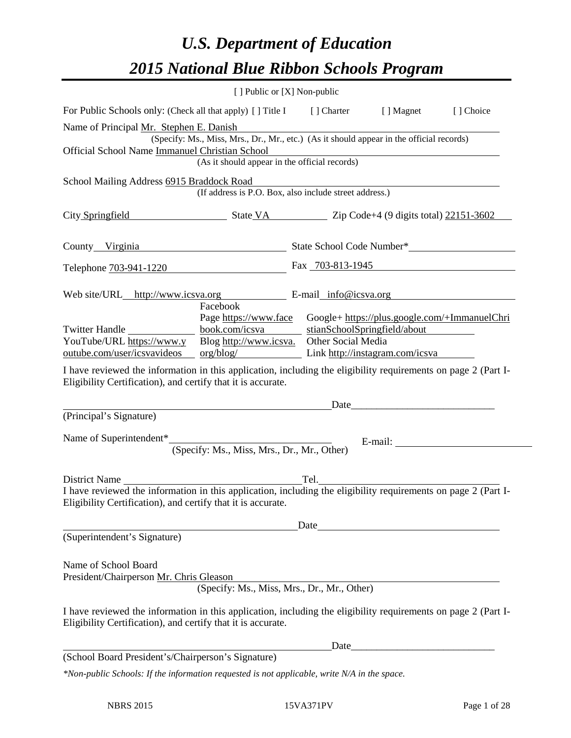# *U.S. Department of Education*

# *2015 National Blue Ribbon Schools Program*

[ ] Public or [X] Non-public

For Public Schools only: (Check all that apply) [ ] Title I [ ] Charter [ ] Magnet [ ] Choice

Name of Principal Mr. Stephen E. Danish
(Specify: Ms., Miss, Mrs., Dr., Mr., etc.) (As it should appear in the official records)

Official School Name Immanuel Christian School
(As it should appear in the official records)

School Mailing Address 6915 Braddock Road
(If address is P.O. Box, also include street address.)

City Springfield State VA Zip Code+4 (9 digits total) 22151-3602

County Virginia State School Code Number*

Telephone 703-941-1220 Fax 703-813-1945

Web site/URL http://www.icsva.org E-mail info@icsva.org

Twitter Handle
Facebook Page https://www.facebook.com/icsva
Google+ https://plus.google.com/+ImmanuelChristianSchoolSpringfield/about
YouTube/URL https://www.youtube.com/user/icsvavideos
Blog http://www.icsva.org/blog/
Other Social Media Link http://instagram.com/icsva

I have reviewed the information in this application, including the eligibility requirements on page 2 (Part I-Eligibility Certification), and certify that it is accurate.

Date

(Principal's Signature)

Name of Superintendent* E-mail:
(Specify: Ms., Miss, Mrs., Dr., Mr., Other)

District Name Tel.

I have reviewed the information in this application, including the eligibility requirements on page 2 (Part I-Eligibility Certification), and certify that it is accurate.

Date

(Superintendent's Signature)

Name of School Board
President/Chairperson Mr. Chris Gleason
(Specify: Ms., Miss, Mrs., Dr., Mr., Other)

I have reviewed the information in this application, including the eligibility requirements on page 2 (Part I-Eligibility Certification), and certify that it is accurate.

Date

(School Board President's/Chairperson's Signature)

*\*Non-public Schools: If the information requested is not applicable, write N/A in the space.*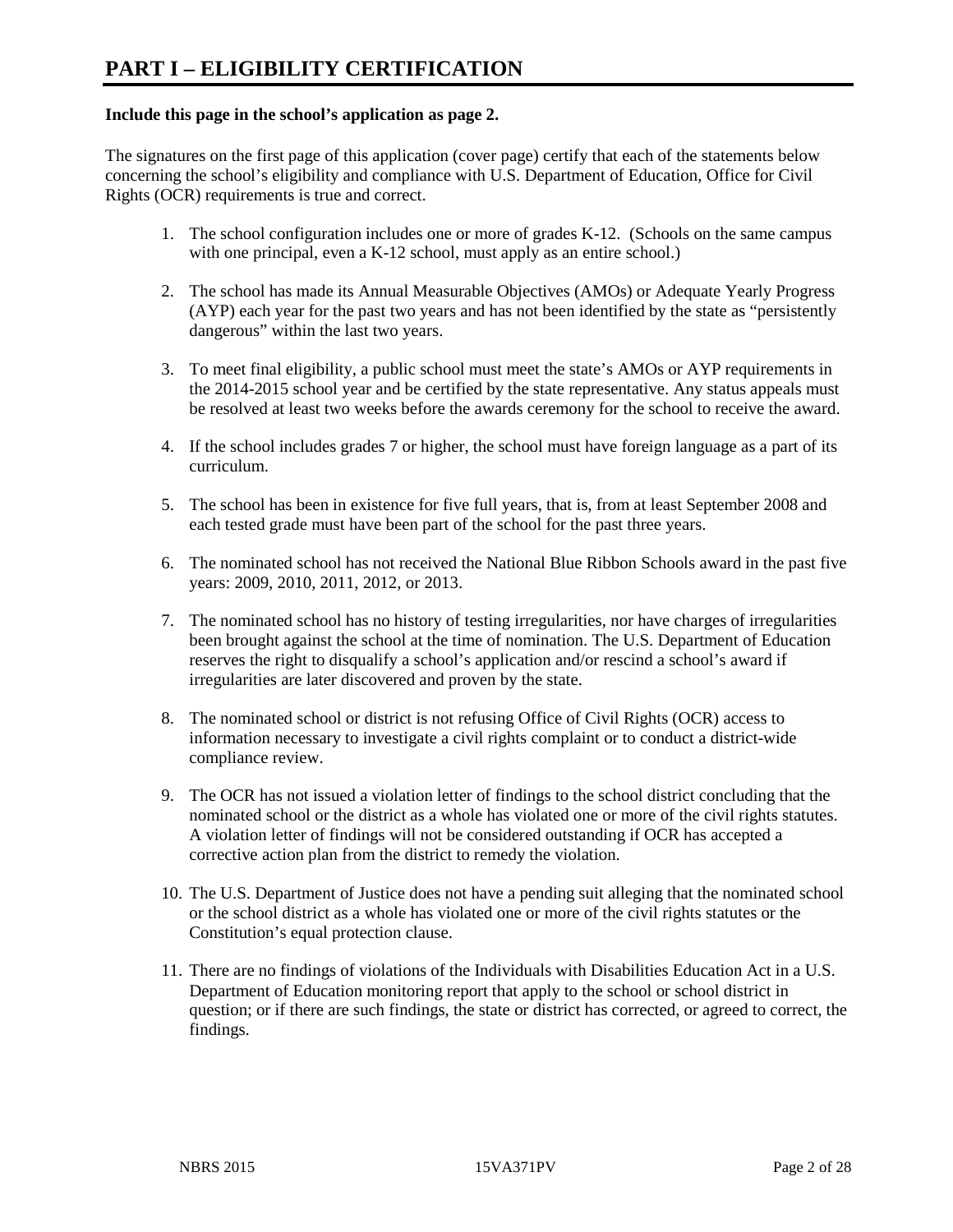# PART I – ELIGIBILITY CERTIFICATION

**Include this page in the school's application as page 2.**

The signatures on the first page of this application (cover page) certify that each of the statements below concerning the school's eligibility and compliance with U.S. Department of Education, Office for Civil Rights (OCR) requirements is true and correct.

1. The school configuration includes one or more of grades K-12. (Schools on the same campus with one principal, even a K-12 school, must apply as an entire school.)

2. The school has made its Annual Measurable Objectives (AMOs) or Adequate Yearly Progress (AYP) each year for the past two years and has not been identified by the state as "persistently dangerous" within the last two years.

3. To meet final eligibility, a public school must meet the state's AMOs or AYP requirements in the 2014-2015 school year and be certified by the state representative. Any status appeals must be resolved at least two weeks before the awards ceremony for the school to receive the award.

4. If the school includes grades 7 or higher, the school must have foreign language as a part of its curriculum.

5. The school has been in existence for five full years, that is, from at least September 2008 and each tested grade must have been part of the school for the past three years.

6. The nominated school has not received the National Blue Ribbon Schools award in the past five years: 2009, 2010, 2011, 2012, or 2013.

7. The nominated school has no history of testing irregularities, nor have charges of irregularities been brought against the school at the time of nomination. The U.S. Department of Education reserves the right to disqualify a school's application and/or rescind a school's award if irregularities are later discovered and proven by the state.

8. The nominated school or district is not refusing Office of Civil Rights (OCR) access to information necessary to investigate a civil rights complaint or to conduct a district-wide compliance review.

9. The OCR has not issued a violation letter of findings to the school district concluding that the nominated school or the district as a whole has violated one or more of the civil rights statutes. A violation letter of findings will not be considered outstanding if OCR has accepted a corrective action plan from the district to remedy the violation.

10. The U.S. Department of Justice does not have a pending suit alleging that the nominated school or the school district as a whole has violated one or more of the civil rights statutes or the Constitution's equal protection clause.

11. There are no findings of violations of the Individuals with Disabilities Education Act in a U.S. Department of Education monitoring report that apply to the school or school district in question; or if there are such findings, the state or district has corrected, or agreed to correct, the findings.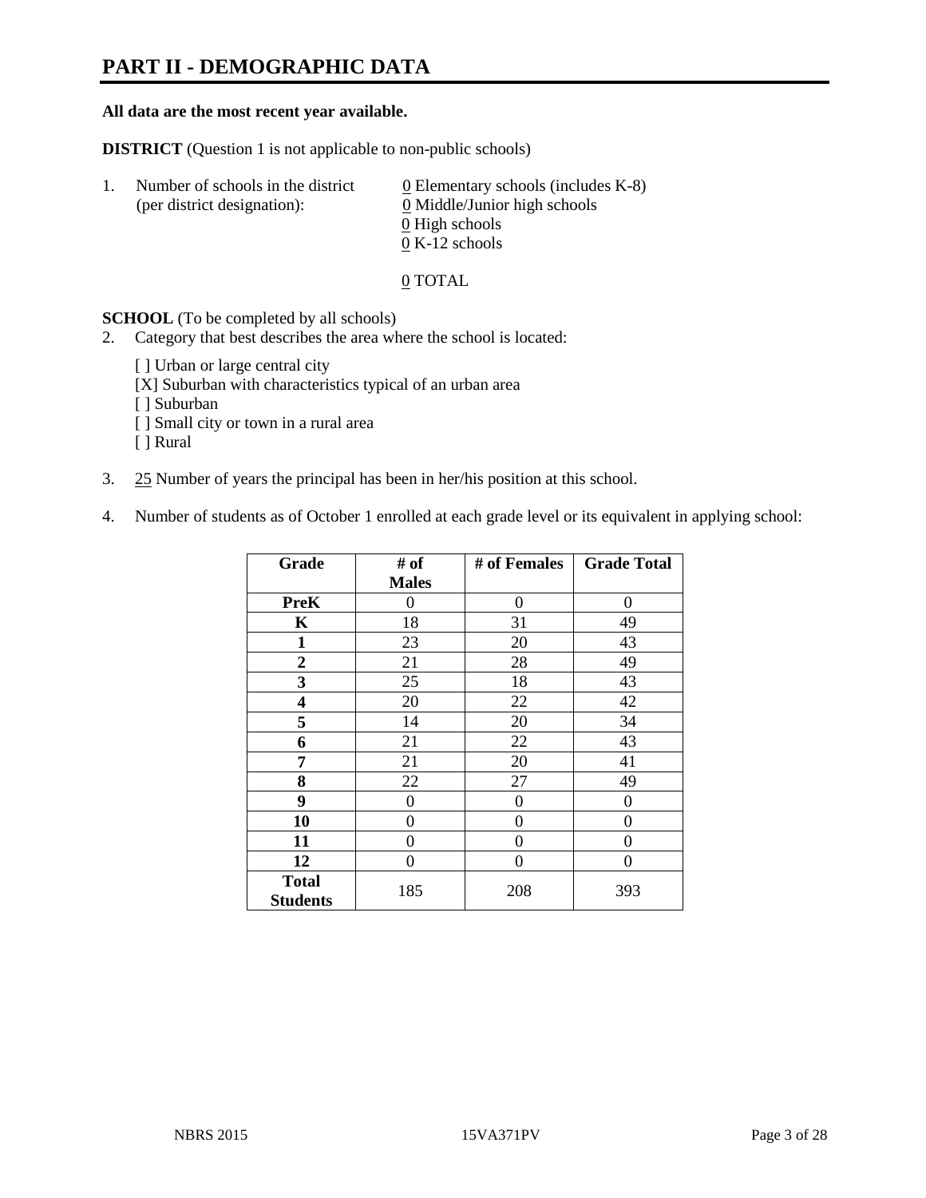# PART II - DEMOGRAPHIC DATA

**All data are the most recent year available.**

**DISTRICT** (Question 1 is not applicable to non-public schools)

1. Number of schools in the district (per district designation):
   - 0 Elementary schools (includes K-8)
   - 0 Middle/Junior high schools
   - 0 High schools
   - 0 K-12 schools

   0 TOTAL

**SCHOOL** (To be completed by all schools)

2. Category that best describes the area where the school is located:

   [ ] Urban or large central city
   [X] Suburban with characteristics typical of an urban area
   [ ] Suburban
   [ ] Small city or town in a rural area
   [ ] Rural

3. 25 Number of years the principal has been in her/his position at this school.

4. Number of students as of October 1 enrolled at each grade level or its equivalent in applying school:

| Grade | # of Males | # of Females | Grade Total |
|---|---|---|---|
| **PreK** | 0 | 0 | 0 |
| **K** | 18 | 31 | 49 |
| **1** | 23 | 20 | 43 |
| **2** | 21 | 28 | 49 |
| **3** | 25 | 18 | 43 |
| **4** | 20 | 22 | 42 |
| **5** | 14 | 20 | 34 |
| **6** | 21 | 22 | 43 |
| **7** | 21 | 20 | 41 |
| **8** | 22 | 27 | 49 |
| **9** | 0 | 0 | 0 |
| **10** | 0 | 0 | 0 |
| **11** | 0 | 0 | 0 |
| **12** | 0 | 0 | 0 |
| **Total Students** | 185 | 208 | 393 |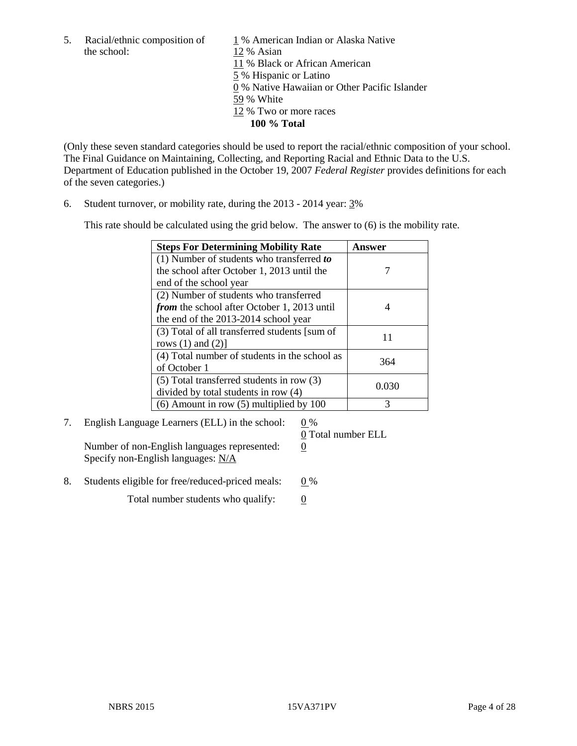5. Racial/ethnic composition of the school:

1 % American Indian or Alaska Native
12 % Asian
11 % Black or African American
5 % Hispanic or Latino
0 % Native Hawaiian or Other Pacific Islander
59 % White
12 % Two or more races
**100 % Total**

(Only these seven standard categories should be used to report the racial/ethnic composition of your school. The Final Guidance on Maintaining, Collecting, and Reporting Racial and Ethnic Data to the U.S. Department of Education published in the October 19, 2007 *Federal Register* provides definitions for each of the seven categories.)

6. Student turnover, or mobility rate, during the 2013 - 2014 year: 3%

This rate should be calculated using the grid below. The answer to (6) is the mobility rate.

| **Steps For Determining Mobility Rate** | **Answer** |
|---|---|
| (1) Number of students who transferred ***to*** the school after October 1, 2013 until the end of the school year | 7 |
| (2) Number of students who transferred ***from*** the school after October 1, 2013 until the end of the 2013-2014 school year | 4 |
| (3) Total of all transferred students [sum of rows (1) and (2)] | 11 |
| (4) Total number of students in the school as of October 1 | 364 |
| (5) Total transferred students in row (3) divided by total students in row (4) | 0.030 |
| (6) Amount in row (5) multiplied by 100 | 3 |

7. English Language Learners (ELL) in the school: 0 %
0 Total number ELL
Number of non-English languages represented: 0
Specify non-English languages: N/A

8. Students eligible for free/reduced-priced meals: 0 %
Total number students who qualify: 0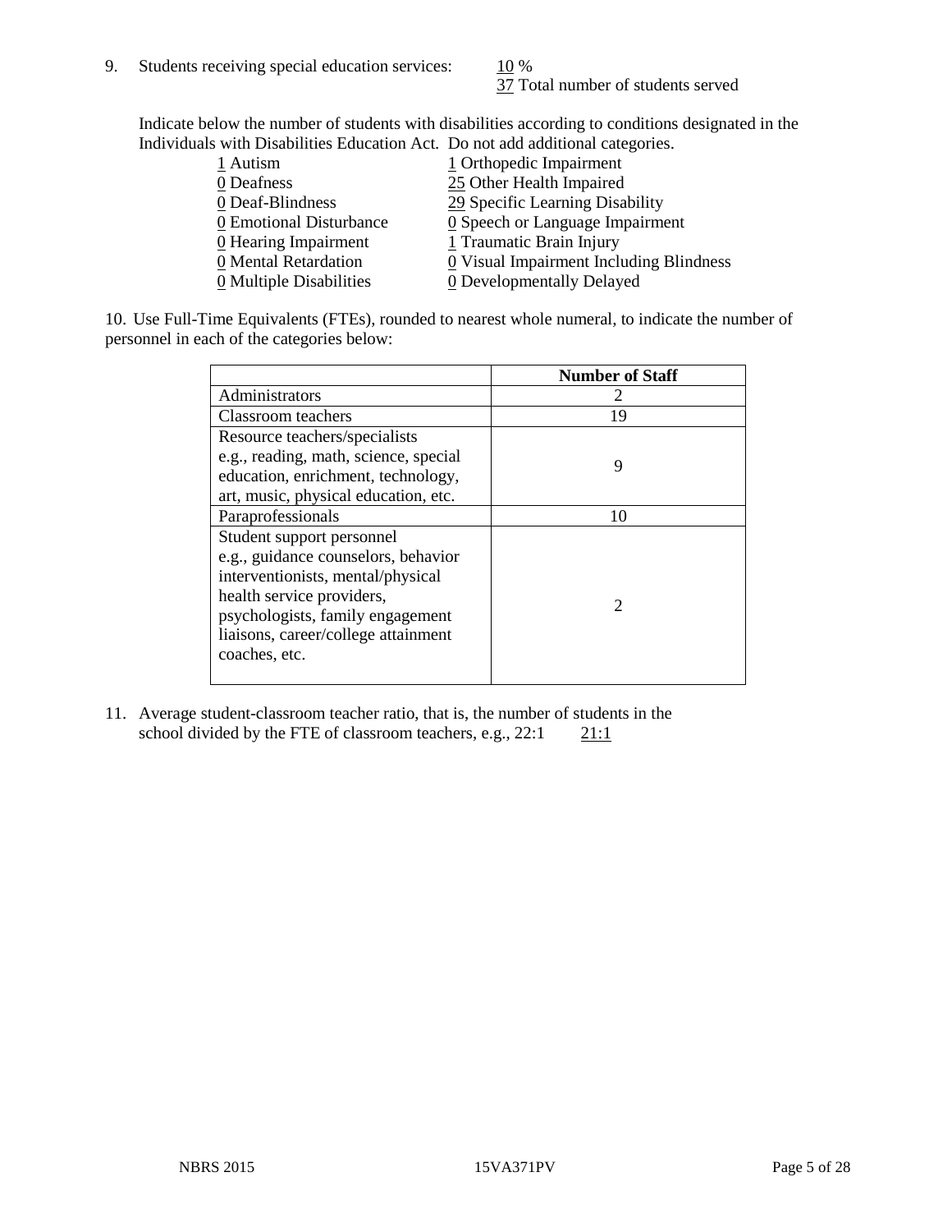9. Students receiving special education services: 10 %
   37 Total number of students served

Indicate below the number of students with disabilities according to conditions designated in the Individuals with Disabilities Education Act. Do not add additional categories.

1 Autism
0 Deafness
0 Deaf-Blindness
0 Emotional Disturbance
0 Hearing Impairment
0 Mental Retardation
0 Multiple Disabilities
1 Orthopedic Impairment
25 Other Health Impaired
29 Specific Learning Disability
0 Speech or Language Impairment
1 Traumatic Brain Injury
0 Visual Impairment Including Blindness
0 Developmentally Delayed

10. Use Full-Time Equivalents (FTEs), rounded to nearest whole numeral, to indicate the number of personnel in each of the categories below:

| | Number of Staff |
|---|---|
| Administrators | 2 |
| Classroom teachers | 19 |
| Resource teachers/specialists e.g., reading, math, science, special education, enrichment, technology, art, music, physical education, etc. | 9 |
| Paraprofessionals | 10 |
| Student support personnel e.g., guidance counselors, behavior interventionists, mental/physical health service providers, psychologists, family engagement liaisons, career/college attainment coaches, etc. | 2 |

11. Average student-classroom teacher ratio, that is, the number of students in the school divided by the FTE of classroom teachers, e.g., 22:1 21:1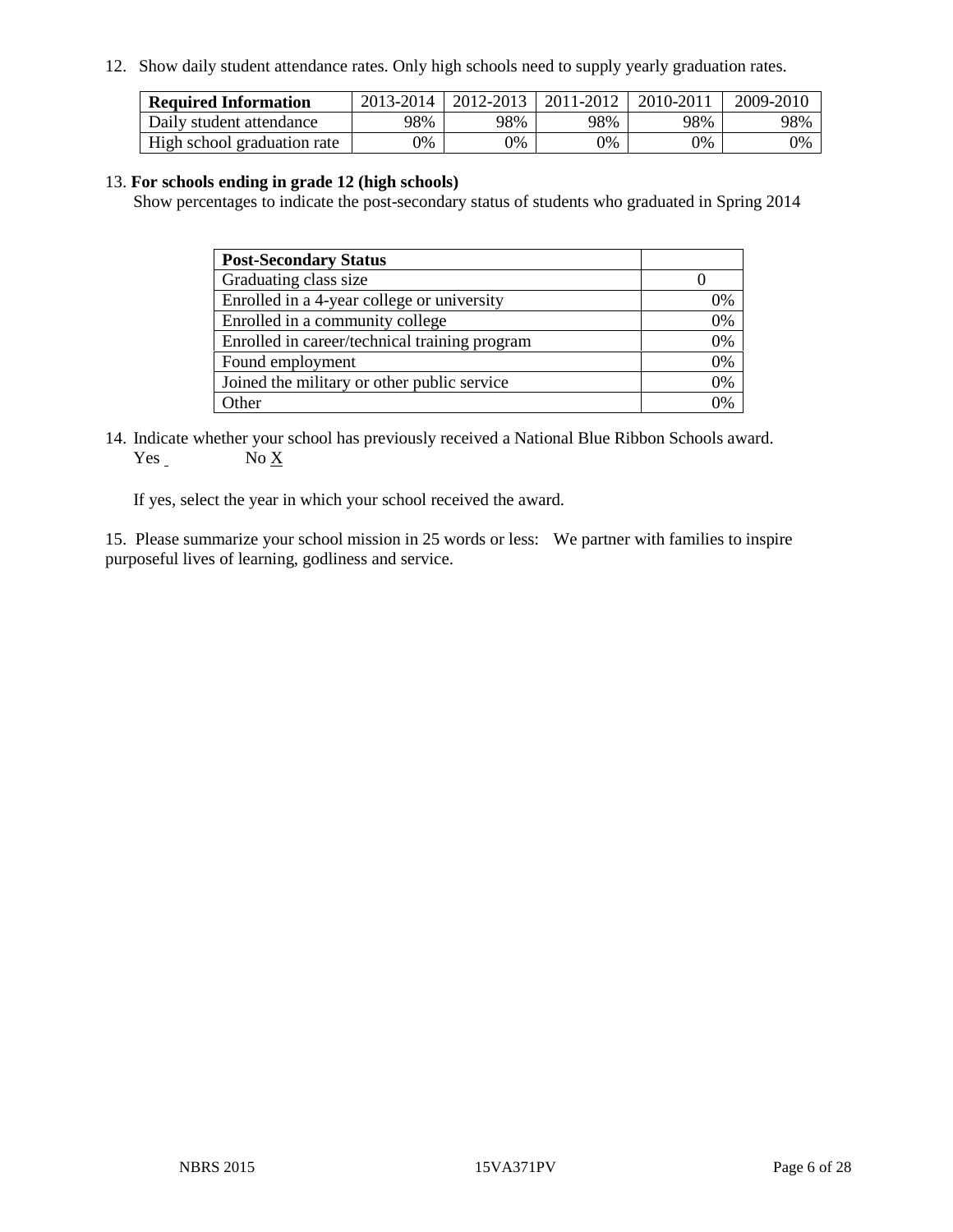12. Show daily student attendance rates. Only high schools need to supply yearly graduation rates.

| **Required Information** | 2013-2014 | 2012-2013 | 2011-2012 | 2010-2011 | 2009-2010 |
|---|---|---|---|---|---|
| Daily student attendance | 98% | 98% | 98% | 98% | 98% |
| High school graduation rate | 0% | 0% | 0% | 0% | 0% |

13. **For schools ending in grade 12 (high schools)**

Show percentages to indicate the post-secondary status of students who graduated in Spring 2014

| **Post-Secondary Status** | |
|---|---|
| Graduating class size | 0 |
| Enrolled in a 4-year college or university | 0% |
| Enrolled in a community college | 0% |
| Enrolled in career/technical training program | 0% |
| Found employment | 0% |
| Joined the military or other public service | 0% |
| Other | 0% |

14. Indicate whether your school has previously received a National Blue Ribbon Schools award.
Yes No X

If yes, select the year in which your school received the award.

15. Please summarize your school mission in 25 words or less: We partner with families to inspire purposeful lives of learning, godliness and service.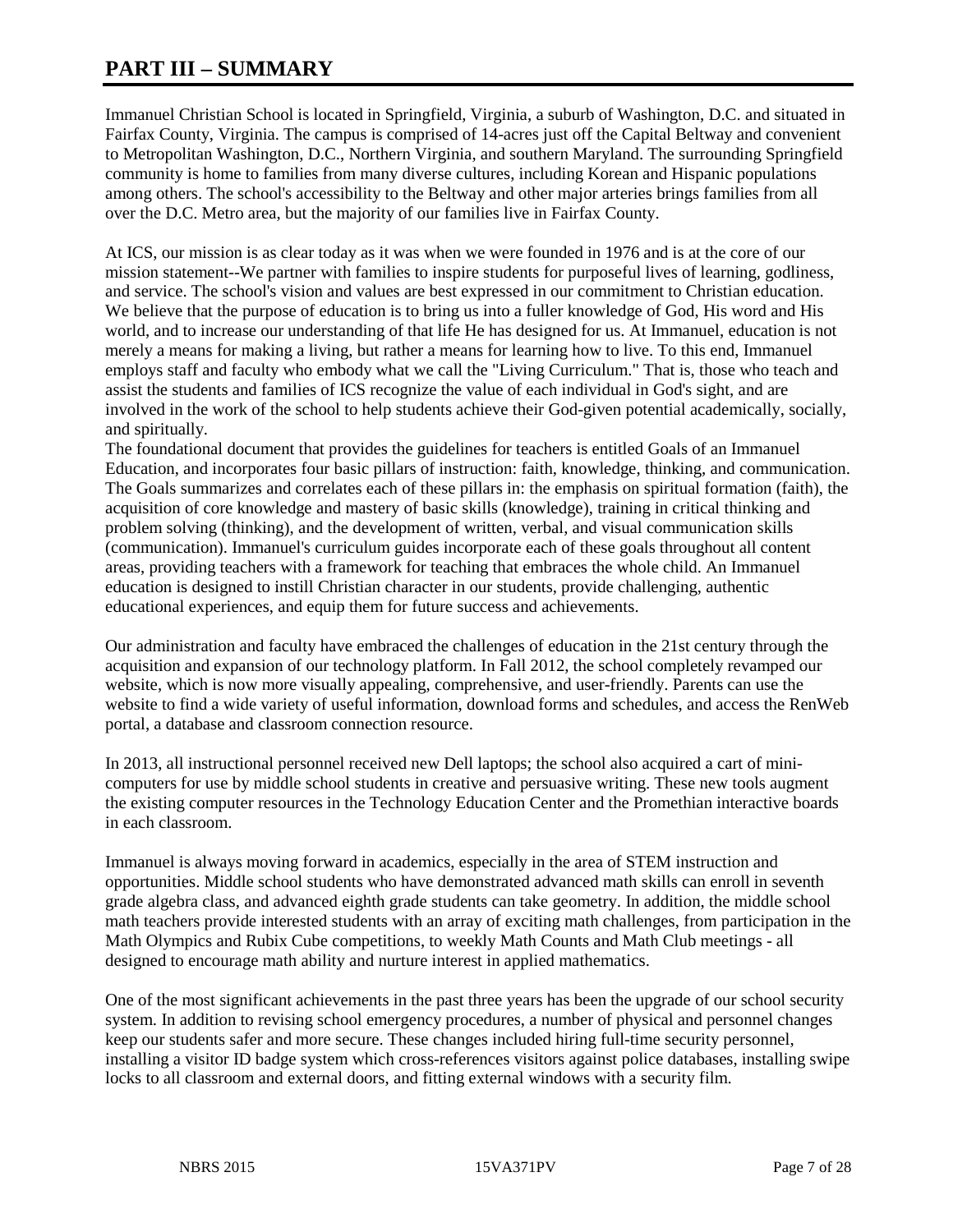# PART III – SUMMARY

Immanuel Christian School is located in Springfield, Virginia, a suburb of Washington, D.C. and situated in Fairfax County, Virginia. The campus is comprised of 14-acres just off the Capital Beltway and convenient to Metropolitan Washington, D.C., Northern Virginia, and southern Maryland. The surrounding Springfield community is home to families from many diverse cultures, including Korean and Hispanic populations among others. The school's accessibility to the Beltway and other major arteries brings families from all over the D.C. Metro area, but the majority of our families live in Fairfax County.

At ICS, our mission is as clear today as it was when we were founded in 1976 and is at the core of our mission statement--We partner with families to inspire students for purposeful lives of learning, godliness, and service. The school's vision and values are best expressed in our commitment to Christian education. We believe that the purpose of education is to bring us into a fuller knowledge of God, His word and His world, and to increase our understanding of that life He has designed for us. At Immanuel, education is not merely a means for making a living, but rather a means for learning how to live. To this end, Immanuel employs staff and faculty who embody what we call the "Living Curriculum." That is, those who teach and assist the students and families of ICS recognize the value of each individual in God's sight, and are involved in the work of the school to help students achieve their God-given potential academically, socially, and spiritually.

The foundational document that provides the guidelines for teachers is entitled Goals of an Immanuel Education, and incorporates four basic pillars of instruction: faith, knowledge, thinking, and communication. The Goals summarizes and correlates each of these pillars in: the emphasis on spiritual formation (faith), the acquisition of core knowledge and mastery of basic skills (knowledge), training in critical thinking and problem solving (thinking), and the development of written, verbal, and visual communication skills (communication). Immanuel's curriculum guides incorporate each of these goals throughout all content areas, providing teachers with a framework for teaching that embraces the whole child. An Immanuel education is designed to instill Christian character in our students, provide challenging, authentic educational experiences, and equip them for future success and achievements.

Our administration and faculty have embraced the challenges of education in the 21st century through the acquisition and expansion of our technology platform. In Fall 2012, the school completely revamped our website, which is now more visually appealing, comprehensive, and user-friendly. Parents can use the website to find a wide variety of useful information, download forms and schedules, and access the RenWeb portal, a database and classroom connection resource.

In 2013, all instructional personnel received new Dell laptops; the school also acquired a cart of mini-computers for use by middle school students in creative and persuasive writing. These new tools augment the existing computer resources in the Technology Education Center and the Promethian interactive boards in each classroom.

Immanuel is always moving forward in academics, especially in the area of STEM instruction and opportunities. Middle school students who have demonstrated advanced math skills can enroll in seventh grade algebra class, and advanced eighth grade students can take geometry. In addition, the middle school math teachers provide interested students with an array of exciting math challenges, from participation in the Math Olympics and Rubix Cube competitions, to weekly Math Counts and Math Club meetings - all designed to encourage math ability and nurture interest in applied mathematics.

One of the most significant achievements in the past three years has been the upgrade of our school security system. In addition to revising school emergency procedures, a number of physical and personnel changes keep our students safer and more secure. These changes included hiring full-time security personnel, installing a visitor ID badge system which cross-references visitors against police databases, installing swipe locks to all classroom and external doors, and fitting external windows with a security film.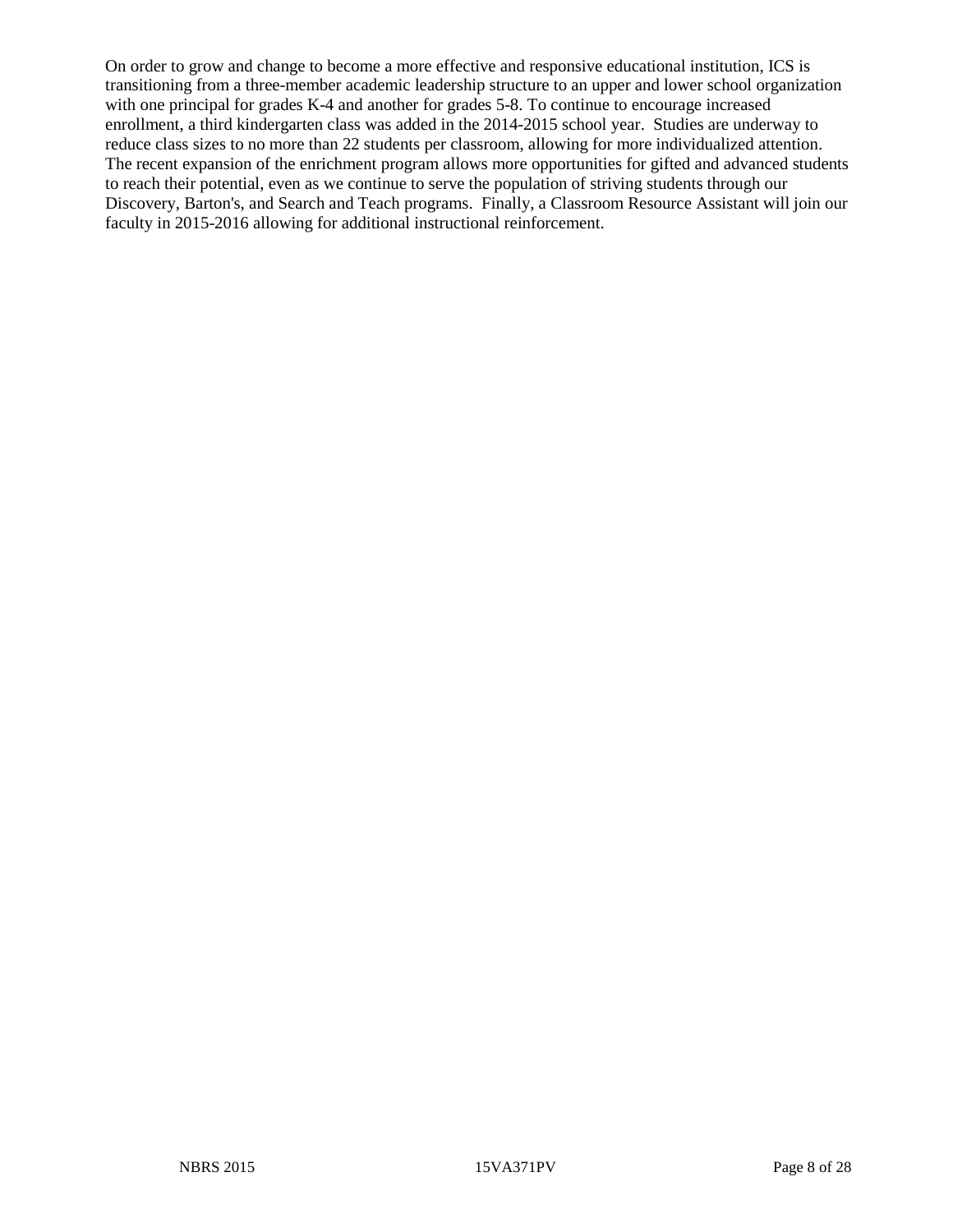On order to grow and change to become a more effective and responsive educational institution, ICS is transitioning from a three-member academic leadership structure to an upper and lower school organization with one principal for grades K-4 and another for grades 5-8. To continue to encourage increased enrollment, a third kindergarten class was added in the 2014-2015 school year. Studies are underway to reduce class sizes to no more than 22 students per classroom, allowing for more individualized attention. The recent expansion of the enrichment program allows more opportunities for gifted and advanced students to reach their potential, even as we continue to serve the population of striving students through our Discovery, Barton's, and Search and Teach programs. Finally, a Classroom Resource Assistant will join our faculty in 2015-2016 allowing for additional instructional reinforcement.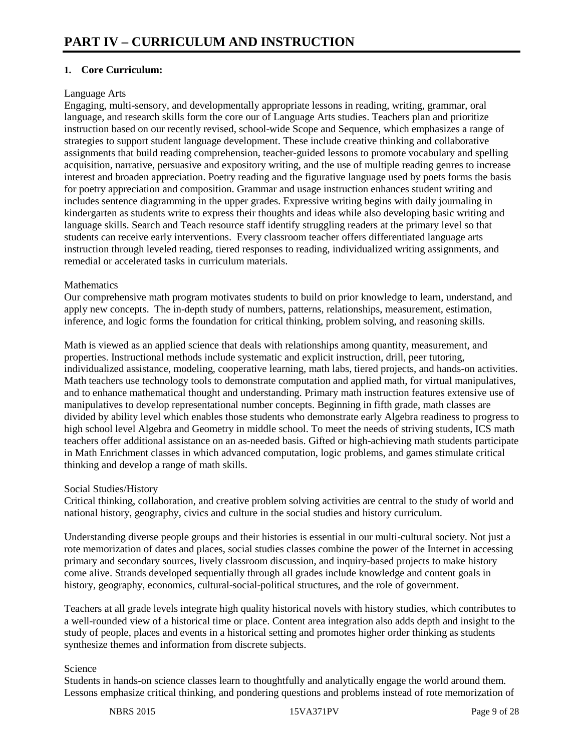# PART IV – CURRICULUM AND INSTRUCTION

**1. Core Curriculum:**

Language Arts

Engaging, multi-sensory, and developmentally appropriate lessons in reading, writing, grammar, oral language, and research skills form the core our of Language Arts studies. Teachers plan and prioritize instruction based on our recently revised, school-wide Scope and Sequence, which emphasizes a range of strategies to support student language development. These include creative thinking and collaborative assignments that build reading comprehension, teacher-guided lessons to promote vocabulary and spelling acquisition, narrative, persuasive and expository writing, and the use of multiple reading genres to increase interest and broaden appreciation. Poetry reading and the figurative language used by poets forms the basis for poetry appreciation and composition. Grammar and usage instruction enhances student writing and includes sentence diagramming in the upper grades. Expressive writing begins with daily journaling in kindergarten as students write to express their thoughts and ideas while also developing basic writing and language skills. Search and Teach resource staff identify struggling readers at the primary level so that students can receive early interventions. Every classroom teacher offers differentiated language arts instruction through leveled reading, tiered responses to reading, individualized writing assignments, and remedial or accelerated tasks in curriculum materials.

Mathematics

Our comprehensive math program motivates students to build on prior knowledge to learn, understand, and apply new concepts. The in-depth study of numbers, patterns, relationships, measurement, estimation, inference, and logic forms the foundation for critical thinking, problem solving, and reasoning skills.

Math is viewed as an applied science that deals with relationships among quantity, measurement, and properties. Instructional methods include systematic and explicit instruction, drill, peer tutoring, individualized assistance, modeling, cooperative learning, math labs, tiered projects, and hands-on activities. Math teachers use technology tools to demonstrate computation and applied math, for virtual manipulatives, and to enhance mathematical thought and understanding. Primary math instruction features extensive use of manipulatives to develop representational number concepts. Beginning in fifth grade, math classes are divided by ability level which enables those students who demonstrate early Algebra readiness to progress to high school level Algebra and Geometry in middle school. To meet the needs of striving students, ICS math teachers offer additional assistance on an as-needed basis. Gifted or high-achieving math students participate in Math Enrichment classes in which advanced computation, logic problems, and games stimulate critical thinking and develop a range of math skills.

Social Studies/History

Critical thinking, collaboration, and creative problem solving activities are central to the study of world and national history, geography, civics and culture in the social studies and history curriculum.

Understanding diverse people groups and their histories is essential in our multi-cultural society. Not just a rote memorization of dates and places, social studies classes combine the power of the Internet in accessing primary and secondary sources, lively classroom discussion, and inquiry-based projects to make history come alive. Strands developed sequentially through all grades include knowledge and content goals in history, geography, economics, cultural-social-political structures, and the role of government.

Teachers at all grade levels integrate high quality historical novels with history studies, which contributes to a well-rounded view of a historical time or place. Content area integration also adds depth and insight to the study of people, places and events in a historical setting and promotes higher order thinking as students synthesize themes and information from discrete subjects.

Science

Students in hands-on science classes learn to thoughtfully and analytically engage the world around them. Lessons emphasize critical thinking, and pondering questions and problems instead of rote memorization of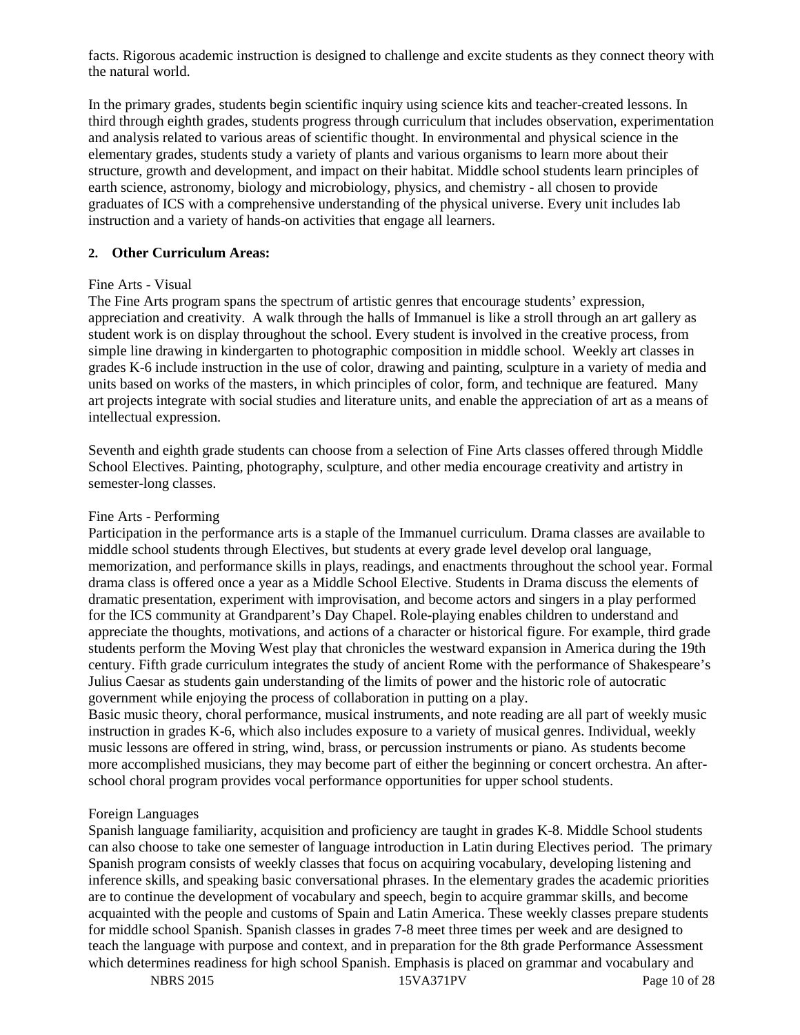facts. Rigorous academic instruction is designed to challenge and excite students as they connect theory with the natural world.

In the primary grades, students begin scientific inquiry using science kits and teacher-created lessons. In third through eighth grades, students progress through curriculum that includes observation, experimentation and analysis related to various areas of scientific thought. In environmental and physical science in the elementary grades, students study a variety of plants and various organisms to learn more about their structure, growth and development, and impact on their habitat. Middle school students learn principles of earth science, astronomy, biology and microbiology, physics, and chemistry - all chosen to provide graduates of ICS with a comprehensive understanding of the physical universe. Every unit includes lab instruction and a variety of hands-on activities that engage all learners.

**2. Other Curriculum Areas:**

Fine Arts - Visual

The Fine Arts program spans the spectrum of artistic genres that encourage students' expression, appreciation and creativity. A walk through the halls of Immanuel is like a stroll through an art gallery as student work is on display throughout the school. Every student is involved in the creative process, from simple line drawing in kindergarten to photographic composition in middle school. Weekly art classes in grades K-6 include instruction in the use of color, drawing and painting, sculpture in a variety of media and units based on works of the masters, in which principles of color, form, and technique are featured. Many art projects integrate with social studies and literature units, and enable the appreciation of art as a means of intellectual expression.

Seventh and eighth grade students can choose from a selection of Fine Arts classes offered through Middle School Electives. Painting, photography, sculpture, and other media encourage creativity and artistry in semester-long classes.

Fine Arts - Performing

Participation in the performance arts is a staple of the Immanuel curriculum. Drama classes are available to middle school students through Electives, but students at every grade level develop oral language, memorization, and performance skills in plays, readings, and enactments throughout the school year. Formal drama class is offered once a year as a Middle School Elective. Students in Drama discuss the elements of dramatic presentation, experiment with improvisation, and become actors and singers in a play performed for the ICS community at Grandparent's Day Chapel. Role-playing enables children to understand and appreciate the thoughts, motivations, and actions of a character or historical figure. For example, third grade students perform the Moving West play that chronicles the westward expansion in America during the 19th century. Fifth grade curriculum integrates the study of ancient Rome with the performance of Shakespeare's Julius Caesar as students gain understanding of the limits of power and the historic role of autocratic government while enjoying the process of collaboration in putting on a play.

Basic music theory, choral performance, musical instruments, and note reading are all part of weekly music instruction in grades K-6, which also includes exposure to a variety of musical genres. Individual, weekly music lessons are offered in string, wind, brass, or percussion instruments or piano. As students become more accomplished musicians, they may become part of either the beginning or concert orchestra. An after-school choral program provides vocal performance opportunities for upper school students.

Foreign Languages

Spanish language familiarity, acquisition and proficiency are taught in grades K-8. Middle School students can also choose to take one semester of language introduction in Latin during Electives period. The primary Spanish program consists of weekly classes that focus on acquiring vocabulary, developing listening and inference skills, and speaking basic conversational phrases. In the elementary grades the academic priorities are to continue the development of vocabulary and speech, begin to acquire grammar skills, and become acquainted with the people and customs of Spain and Latin America. These weekly classes prepare students for middle school Spanish. Spanish classes in grades 7-8 meet three times per week and are designed to teach the language with purpose and context, and in preparation for the 8th grade Performance Assessment which determines readiness for high school Spanish. Emphasis is placed on grammar and vocabulary and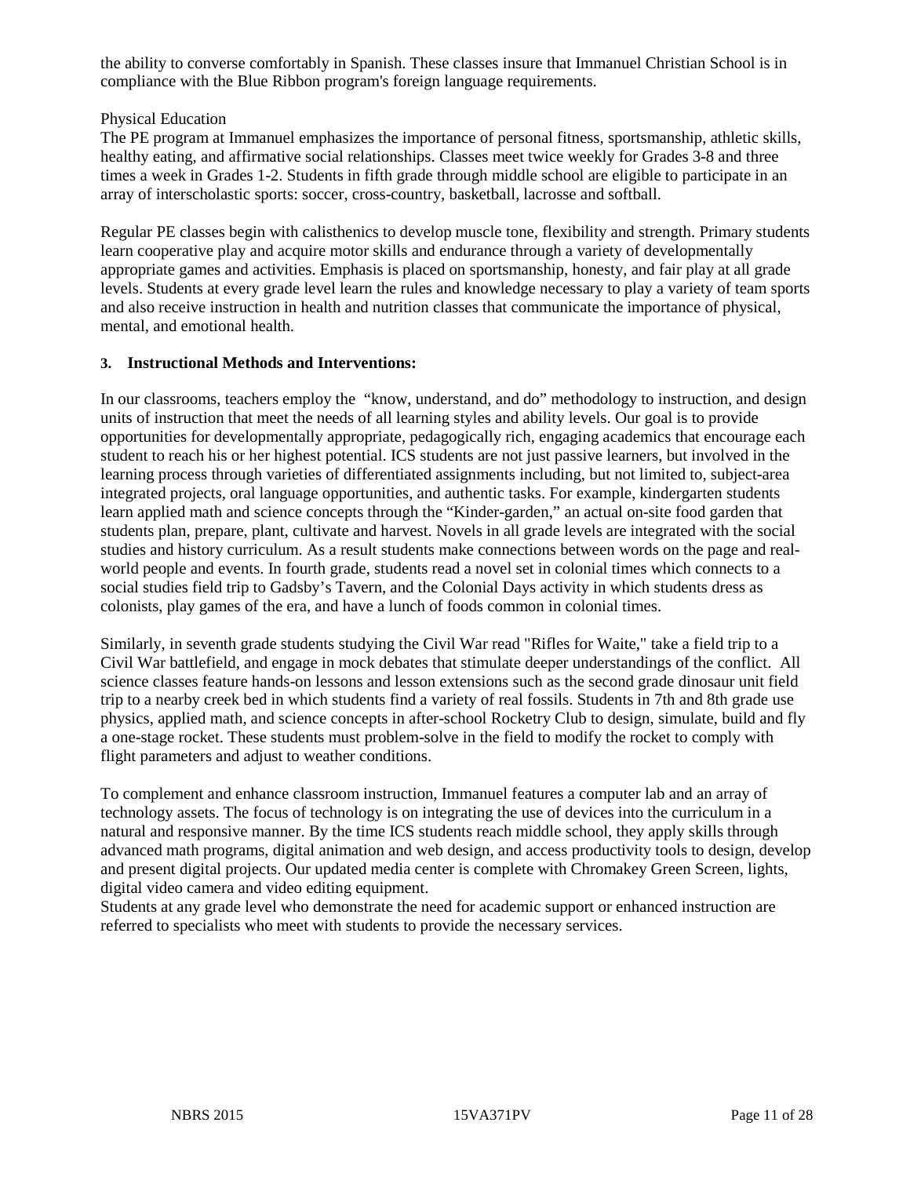the ability to converse comfortably in Spanish. These classes insure that Immanuel Christian School is in compliance with the Blue Ribbon program's foreign language requirements.

Physical Education

The PE program at Immanuel emphasizes the importance of personal fitness, sportsmanship, athletic skills, healthy eating, and affirmative social relationships. Classes meet twice weekly for Grades 3-8 and three times a week in Grades 1-2. Students in fifth grade through middle school are eligible to participate in an array of interscholastic sports: soccer, cross-country, basketball, lacrosse and softball.

Regular PE classes begin with calisthenics to develop muscle tone, flexibility and strength. Primary students learn cooperative play and acquire motor skills and endurance through a variety of developmentally appropriate games and activities. Emphasis is placed on sportsmanship, honesty, and fair play at all grade levels. Students at every grade level learn the rules and knowledge necessary to play a variety of team sports and also receive instruction in health and nutrition classes that communicate the importance of physical, mental, and emotional health.

**3. Instructional Methods and Interventions:**

In our classrooms, teachers employ the "know, understand, and do" methodology to instruction, and design units of instruction that meet the needs of all learning styles and ability levels. Our goal is to provide opportunities for developmentally appropriate, pedagogically rich, engaging academics that encourage each student to reach his or her highest potential. ICS students are not just passive learners, but involved in the learning process through varieties of differentiated assignments including, but not limited to, subject-area integrated projects, oral language opportunities, and authentic tasks. For example, kindergarten students learn applied math and science concepts through the "Kinder-garden," an actual on-site food garden that students plan, prepare, plant, cultivate and harvest. Novels in all grade levels are integrated with the social studies and history curriculum. As a result students make connections between words on the page and real-world people and events. In fourth grade, students read a novel set in colonial times which connects to a social studies field trip to Gadsby's Tavern, and the Colonial Days activity in which students dress as colonists, play games of the era, and have a lunch of foods common in colonial times.

Similarly, in seventh grade students studying the Civil War read "Rifles for Waite," take a field trip to a Civil War battlefield, and engage in mock debates that stimulate deeper understandings of the conflict. All science classes feature hands-on lessons and lesson extensions such as the second grade dinosaur unit field trip to a nearby creek bed in which students find a variety of real fossils. Students in 7th and 8th grade use physics, applied math, and science concepts in after-school Rocketry Club to design, simulate, build and fly a one-stage rocket. These students must problem-solve in the field to modify the rocket to comply with flight parameters and adjust to weather conditions.

To complement and enhance classroom instruction, Immanuel features a computer lab and an array of technology assets. The focus of technology is on integrating the use of devices into the curriculum in a natural and responsive manner. By the time ICS students reach middle school, they apply skills through advanced math programs, digital animation and web design, and access productivity tools to design, develop and present digital projects. Our updated media center is complete with Chromakey Green Screen, lights, digital video camera and video editing equipment.

Students at any grade level who demonstrate the need for academic support or enhanced instruction are referred to specialists who meet with students to provide the necessary services.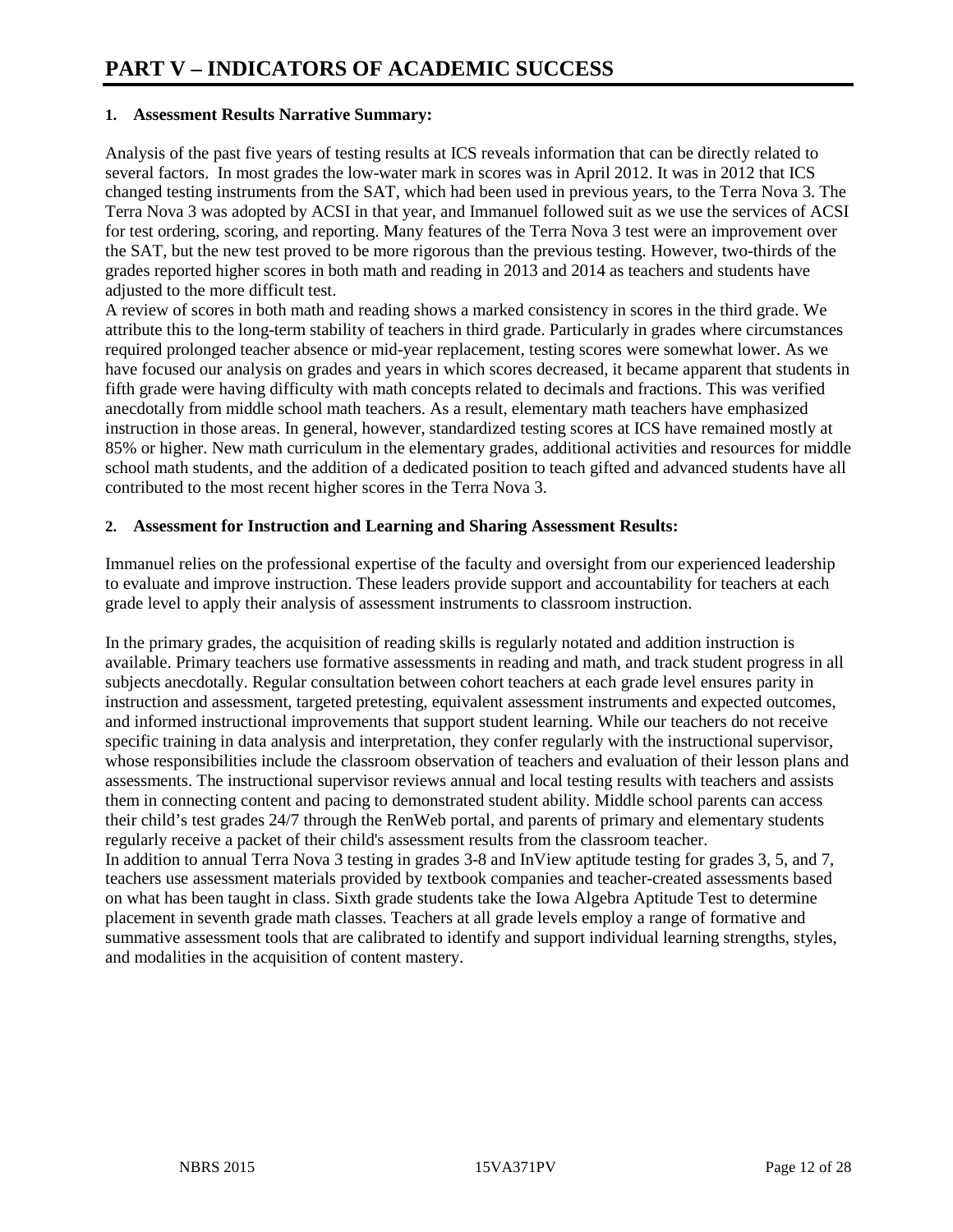# PART V – INDICATORS OF ACADEMIC SUCCESS

**1. Assessment Results Narrative Summary:**

Analysis of the past five years of testing results at ICS reveals information that can be directly related to several factors. In most grades the low-water mark in scores was in April 2012. It was in 2012 that ICS changed testing instruments from the SAT, which had been used in previous years, to the Terra Nova 3. The Terra Nova 3 was adopted by ACSI in that year, and Immanuel followed suit as we use the services of ACSI for test ordering, scoring, and reporting. Many features of the Terra Nova 3 test were an improvement over the SAT, but the new test proved to be more rigorous than the previous testing. However, two-thirds of the grades reported higher scores in both math and reading in 2013 and 2014 as teachers and students have adjusted to the more difficult test.

A review of scores in both math and reading shows a marked consistency in scores in the third grade. We attribute this to the long-term stability of teachers in third grade. Particularly in grades where circumstances required prolonged teacher absence or mid-year replacement, testing scores were somewhat lower. As we have focused our analysis on grades and years in which scores decreased, it became apparent that students in fifth grade were having difficulty with math concepts related to decimals and fractions. This was verified anecdotally from middle school math teachers. As a result, elementary math teachers have emphasized instruction in those areas. In general, however, standardized testing scores at ICS have remained mostly at 85% or higher. New math curriculum in the elementary grades, additional activities and resources for middle school math students, and the addition of a dedicated position to teach gifted and advanced students have all contributed to the most recent higher scores in the Terra Nova 3.

**2. Assessment for Instruction and Learning and Sharing Assessment Results:**

Immanuel relies on the professional expertise of the faculty and oversight from our experienced leadership to evaluate and improve instruction. These leaders provide support and accountability for teachers at each grade level to apply their analysis of assessment instruments to classroom instruction.

In the primary grades, the acquisition of reading skills is regularly notated and addition instruction is available. Primary teachers use formative assessments in reading and math, and track student progress in all subjects anecdotally. Regular consultation between cohort teachers at each grade level ensures parity in instruction and assessment, targeted pretesting, equivalent assessment instruments and expected outcomes, and informed instructional improvements that support student learning. While our teachers do not receive specific training in data analysis and interpretation, they confer regularly with the instructional supervisor, whose responsibilities include the classroom observation of teachers and evaluation of their lesson plans and assessments. The instructional supervisor reviews annual and local testing results with teachers and assists them in connecting content and pacing to demonstrated student ability. Middle school parents can access their child's test grades 24/7 through the RenWeb portal, and parents of primary and elementary students regularly receive a packet of their child's assessment results from the classroom teacher.

In addition to annual Terra Nova 3 testing in grades 3-8 and InView aptitude testing for grades 3, 5, and 7, teachers use assessment materials provided by textbook companies and teacher-created assessments based on what has been taught in class. Sixth grade students take the Iowa Algebra Aptitude Test to determine placement in seventh grade math classes. Teachers at all grade levels employ a range of formative and summative assessment tools that are calibrated to identify and support individual learning strengths, styles, and modalities in the acquisition of content mastery.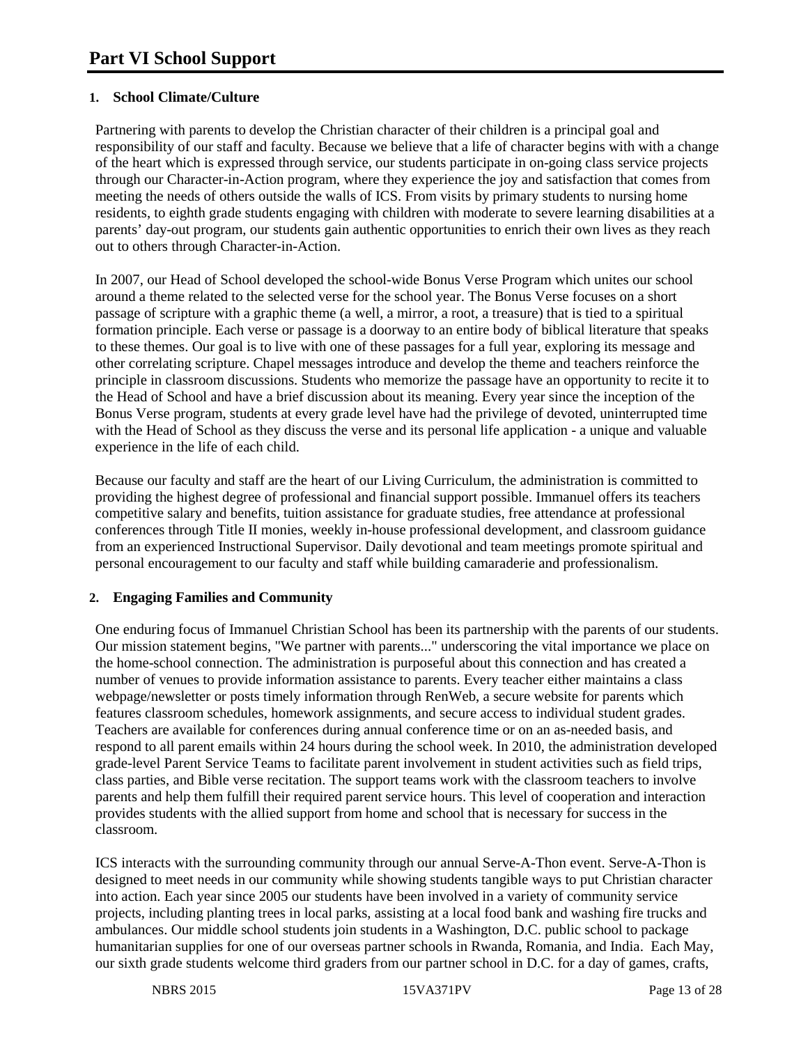# Part VI School Support

## 1. School Climate/Culture

Partnering with parents to develop the Christian character of their children is a principal goal and responsibility of our staff and faculty. Because we believe that a life of character begins with with a change of the heart which is expressed through service, our students participate in on-going class service projects through our Character-in-Action program, where they experience the joy and satisfaction that comes from meeting the needs of others outside the walls of ICS. From visits by primary students to nursing home residents, to eighth grade students engaging with children with moderate to severe learning disabilities at a parents' day-out program, our students gain authentic opportunities to enrich their own lives as they reach out to others through Character-in-Action.

In 2007, our Head of School developed the school-wide Bonus Verse Program which unites our school around a theme related to the selected verse for the school year. The Bonus Verse focuses on a short passage of scripture with a graphic theme (a well, a mirror, a root, a treasure) that is tied to a spiritual formation principle. Each verse or passage is a doorway to an entire body of biblical literature that speaks to these themes. Our goal is to live with one of these passages for a full year, exploring its message and other correlating scripture. Chapel messages introduce and develop the theme and teachers reinforce the principle in classroom discussions. Students who memorize the passage have an opportunity to recite it to the Head of School and have a brief discussion about its meaning. Every year since the inception of the Bonus Verse program, students at every grade level have had the privilege of devoted, uninterrupted time with the Head of School as they discuss the verse and its personal life application - a unique and valuable experience in the life of each child.

Because our faculty and staff are the heart of our Living Curriculum, the administration is committed to providing the highest degree of professional and financial support possible. Immanuel offers its teachers competitive salary and benefits, tuition assistance for graduate studies, free attendance at professional conferences through Title II monies, weekly in-house professional development, and classroom guidance from an experienced Instructional Supervisor. Daily devotional and team meetings promote spiritual and personal encouragement to our faculty and staff while building camaraderie and professionalism.

## 2. Engaging Families and Community

One enduring focus of Immanuel Christian School has been its partnership with the parents of our students. Our mission statement begins, "We partner with parents..." underscoring the vital importance we place on the home-school connection. The administration is purposeful about this connection and has created a number of venues to provide information assistance to parents. Every teacher either maintains a class webpage/newsletter or posts timely information through RenWeb, a secure website for parents which features classroom schedules, homework assignments, and secure access to individual student grades. Teachers are available for conferences during annual conference time or on an as-needed basis, and respond to all parent emails within 24 hours during the school week. In 2010, the administration developed grade-level Parent Service Teams to facilitate parent involvement in student activities such as field trips, class parties, and Bible verse recitation. The support teams work with the classroom teachers to involve parents and help them fulfill their required parent service hours. This level of cooperation and interaction provides students with the allied support from home and school that is necessary for success in the classroom.

ICS interacts with the surrounding community through our annual Serve-A-Thon event. Serve-A-Thon is designed to meet needs in our community while showing students tangible ways to put Christian character into action. Each year since 2005 our students have been involved in a variety of community service projects, including planting trees in local parks, assisting at a local food bank and washing fire trucks and ambulances. Our middle school students join students in a Washington, D.C. public school to package humanitarian supplies for one of our overseas partner schools in Rwanda, Romania, and India. Each May, our sixth grade students welcome third graders from our partner school in D.C. for a day of games, crafts,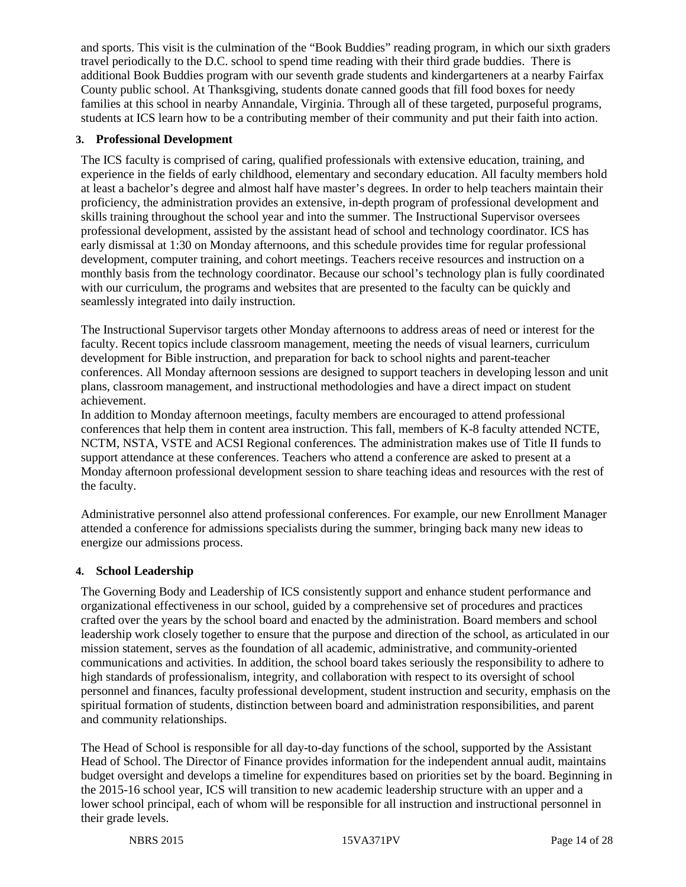and sports. This visit is the culmination of the "Book Buddies" reading program, in which our sixth graders travel periodically to the D.C. school to spend time reading with their third grade buddies. There is additional Book Buddies program with our seventh grade students and kindergarteners at a nearby Fairfax County public school. At Thanksgiving, students donate canned goods that fill food boxes for needy families at this school in nearby Annandale, Virginia. Through all of these targeted, purposeful programs, students at ICS learn how to be a contributing member of their community and put their faith into action.

### 3. Professional Development

The ICS faculty is comprised of caring, qualified professionals with extensive education, training, and experience in the fields of early childhood, elementary and secondary education. All faculty members hold at least a bachelor's degree and almost half have master's degrees. In order to help teachers maintain their proficiency, the administration provides an extensive, in-depth program of professional development and skills training throughout the school year and into the summer. The Instructional Supervisor oversees professional development, assisted by the assistant head of school and technology coordinator. ICS has early dismissal at 1:30 on Monday afternoons, and this schedule provides time for regular professional development, computer training, and cohort meetings. Teachers receive resources and instruction on a monthly basis from the technology coordinator. Because our school's technology plan is fully coordinated with our curriculum, the programs and websites that are presented to the faculty can be quickly and seamlessly integrated into daily instruction.

The Instructional Supervisor targets other Monday afternoons to address areas of need or interest for the faculty. Recent topics include classroom management, meeting the needs of visual learners, curriculum development for Bible instruction, and preparation for back to school nights and parent-teacher conferences. All Monday afternoon sessions are designed to support teachers in developing lesson and unit plans, classroom management, and instructional methodologies and have a direct impact on student achievement.

In addition to Monday afternoon meetings, faculty members are encouraged to attend professional conferences that help them in content area instruction. This fall, members of K-8 faculty attended NCTE, NCTM, NSTA, VSTE and ACSI Regional conferences. The administration makes use of Title II funds to support attendance at these conferences. Teachers who attend a conference are asked to present at a Monday afternoon professional development session to share teaching ideas and resources with the rest of the faculty.

Administrative personnel also attend professional conferences. For example, our new Enrollment Manager attended a conference for admissions specialists during the summer, bringing back many new ideas to energize our admissions process.

### 4. School Leadership

The Governing Body and Leadership of ICS consistently support and enhance student performance and organizational effectiveness in our school, guided by a comprehensive set of procedures and practices crafted over the years by the school board and enacted by the administration. Board members and school leadership work closely together to ensure that the purpose and direction of the school, as articulated in our mission statement, serves as the foundation of all academic, administrative, and community-oriented communications and activities. In addition, the school board takes seriously the responsibility to adhere to high standards of professionalism, integrity, and collaboration with respect to its oversight of school personnel and finances, faculty professional development, student instruction and security, emphasis on the spiritual formation of students, distinction between board and administration responsibilities, and parent and community relationships.

The Head of School is responsible for all day-to-day functions of the school, supported by the Assistant Head of School. The Director of Finance provides information for the independent annual audit, maintains budget oversight and develops a timeline for expenditures based on priorities set by the board. Beginning in the 2015-16 school year, ICS will transition to new academic leadership structure with an upper and a lower school principal, each of whom will be responsible for all instruction and instructional personnel in their grade levels.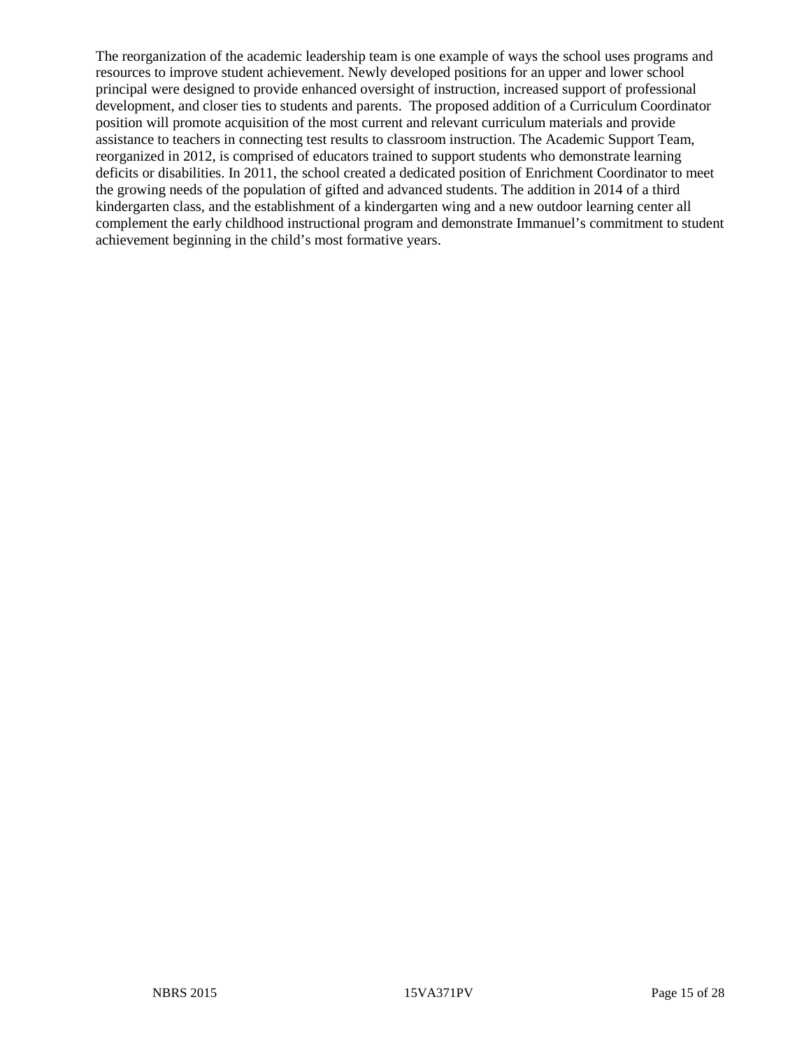The reorganization of the academic leadership team is one example of ways the school uses programs and resources to improve student achievement. Newly developed positions for an upper and lower school principal were designed to provide enhanced oversight of instruction, increased support of professional development, and closer ties to students and parents. The proposed addition of a Curriculum Coordinator position will promote acquisition of the most current and relevant curriculum materials and provide assistance to teachers in connecting test results to classroom instruction. The Academic Support Team, reorganized in 2012, is comprised of educators trained to support students who demonstrate learning deficits or disabilities. In 2011, the school created a dedicated position of Enrichment Coordinator to meet the growing needs of the population of gifted and advanced students. The addition in 2014 of a third kindergarten class, and the establishment of a kindergarten wing and a new outdoor learning center all complement the early childhood instructional program and demonstrate Immanuel's commitment to student achievement beginning in the child's most formative years.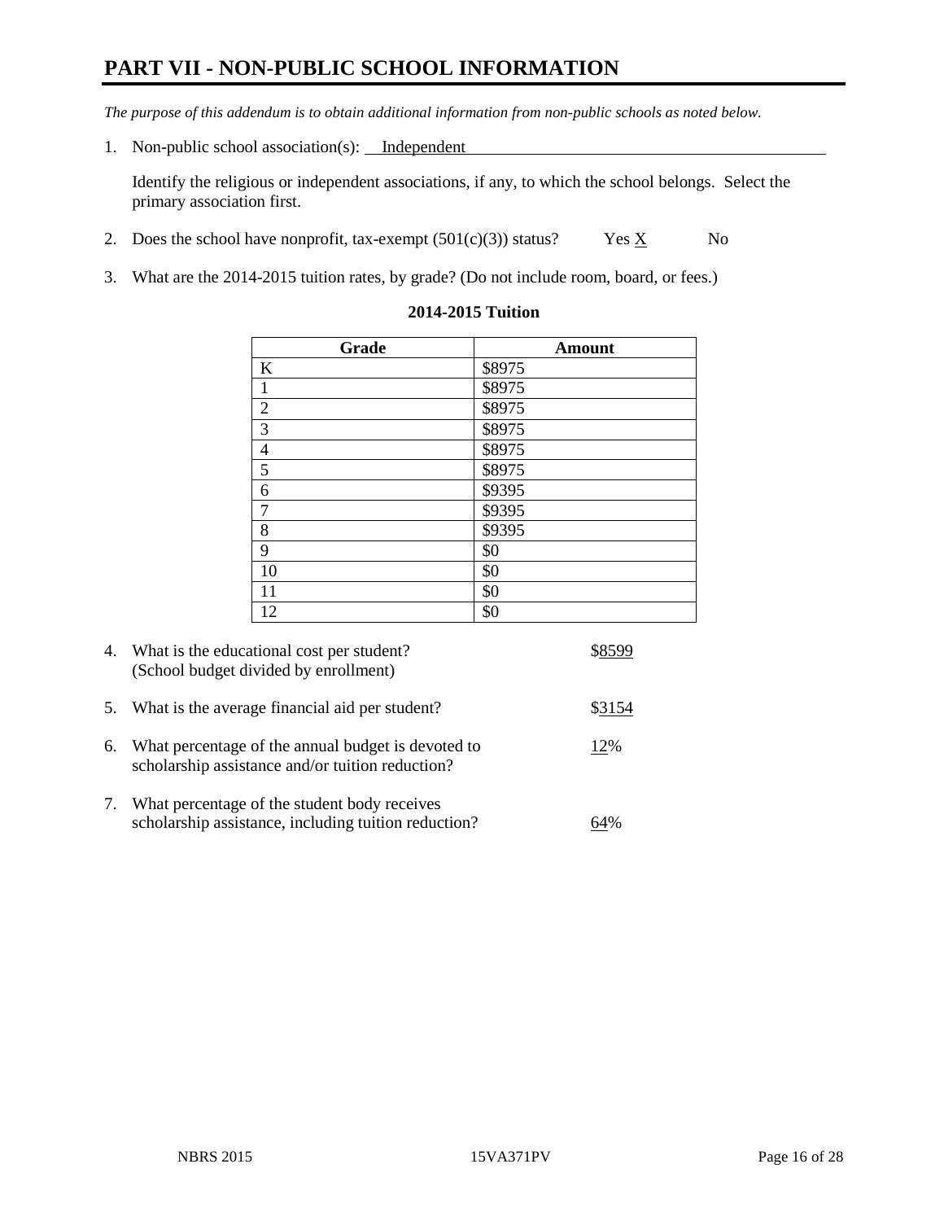# PART VII - NON-PUBLIC SCHOOL INFORMATION

*The purpose of this addendum is to obtain additional information from non-public schools as noted below.*

1. Non-public school association(s): Independent

   Identify the religious or independent associations, if any, to which the school belongs. Select the primary association first.

2. Does the school have nonprofit, tax-exempt (501(c)(3)) status? Yes X No

3. What are the 2014-2015 tuition rates, by grade? (Do not include room, board, or fees.)

**2014-2015 Tuition**

| Grade | Amount |
|---|---|
| K | $8975 |
| 1 | $8975 |
| 2 | $8975 |
| 3 | $8975 |
| 4 | $8975 |
| 5 | $8975 |
| 6 | $9395 |
| 7 | $9395 |
| 8 | $9395 |
| 9 | $0 |
| 10 | $0 |
| 11 | $0 |
| 12 | $0 |

4. What is the educational cost per student? (School budget divided by enrollment) $8599

5. What is the average financial aid per student? $3154

6. What percentage of the annual budget is devoted to scholarship assistance and/or tuition reduction? 12%

7. What percentage of the student body receives scholarship assistance, including tuition reduction? 64%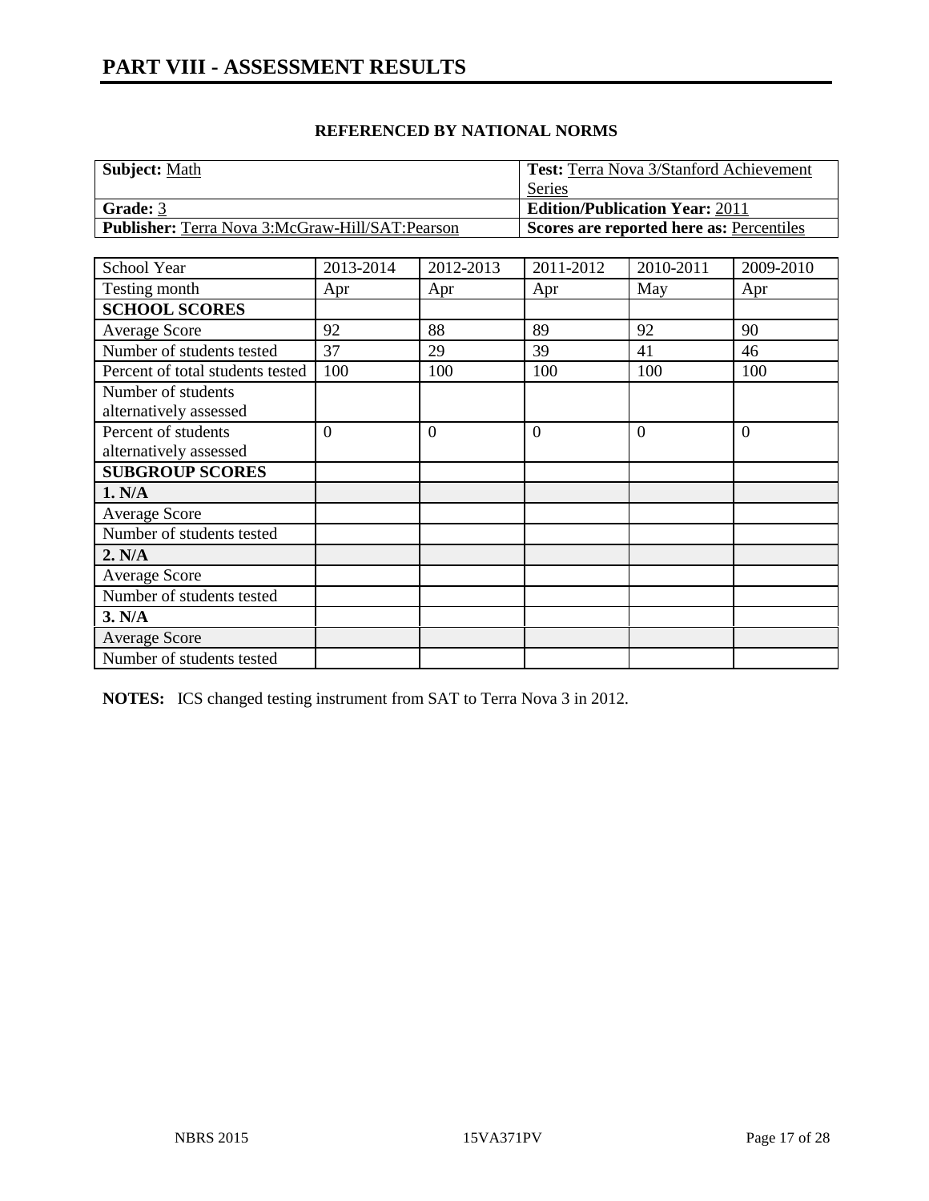# PART VIII - ASSESSMENT RESULTS

**REFERENCED BY NATIONAL NORMS**

| **Subject:** Math | **Test:** Terra Nova 3/Stanford Achievement Series |
|---|---|
| **Grade:** 3 | **Edition/Publication Year:** 2011 |
| **Publisher:** Terra Nova 3:McGraw-Hill/SAT:Pearson | **Scores are reported here as:** Percentiles |

| School Year | 2013-2014 | 2012-2013 | 2011-2012 | 2010-2011 | 2009-2010 |
|---|---|---|---|---|---|
| Testing month | Apr | Apr | Apr | May | Apr |
| **SCHOOL SCORES** | | | | | |
| Average Score | 92 | 88 | 89 | 92 | 90 |
| Number of students tested | 37 | 29 | 39 | 41 | 46 |
| Percent of total students tested | 100 | 100 | 100 | 100 | 100 |
| Number of students alternatively assessed | | | | | |
| Percent of students alternatively assessed | 0 | 0 | 0 | 0 | 0 |
| **SUBGROUP SCORES** | | | | | |
| **1. N/A** | | | | | |
| Average Score | | | | | |
| Number of students tested | | | | | |
| **2. N/A** | | | | | |
| Average Score | | | | | |
| Number of students tested | | | | | |
| **3. N/A** | | | | | |
| Average Score | | | | | |
| Number of students tested | | | | | |

**NOTES:** ICS changed testing instrument from SAT to Terra Nova 3 in 2012.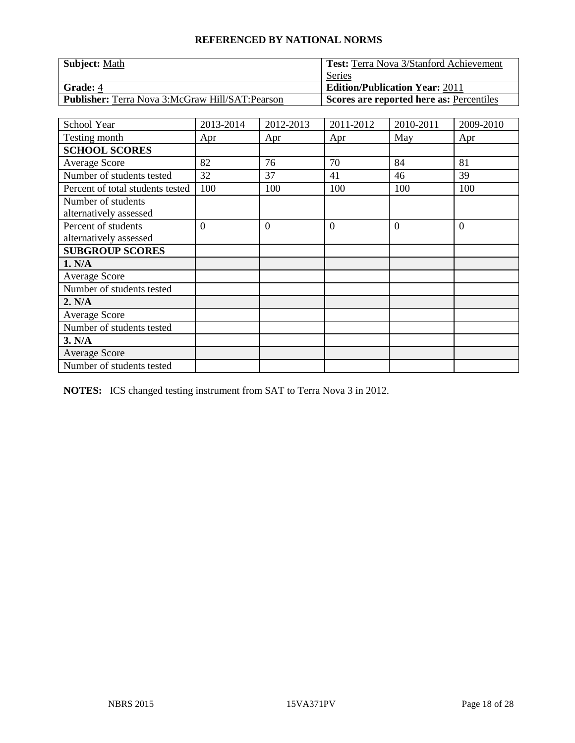## REFERENCED BY NATIONAL NORMS

| **Subject:** Math | **Test:** Terra Nova 3/Stanford Achievement Series |
|---|---|
| **Grade:** 4 | **Edition/Publication Year:** 2011 |
| **Publisher:** Terra Nova 3:McGraw Hill/SAT:Pearson | **Scores are reported here as:** Percentiles |

| School Year | 2013-2014 | 2012-2013 | 2011-2012 | 2010-2011 | 2009-2010 |
|---|---|---|---|---|---|
| Testing month | Apr | Apr | Apr | May | Apr |
| **SCHOOL SCORES** | | | | | |
| Average Score | 82 | 76 | 70 | 84 | 81 |
| Number of students tested | 32 | 37 | 41 | 46 | 39 |
| Percent of total students tested | 100 | 100 | 100 | 100 | 100 |
| Number of students alternatively assessed | | | | | |
| Percent of students alternatively assessed | 0 | 0 | 0 | 0 | 0 |
| **SUBGROUP SCORES** | | | | | |
| **1. N/A** | | | | | |
| Average Score | | | | | |
| Number of students tested | | | | | |
| **2. N/A** | | | | | |
| Average Score | | | | | |
| Number of students tested | | | | | |
| **3. N/A** | | | | | |
| Average Score | | | | | |
| Number of students tested | | | | | |

**NOTES:** ICS changed testing instrument from SAT to Terra Nova 3 in 2012.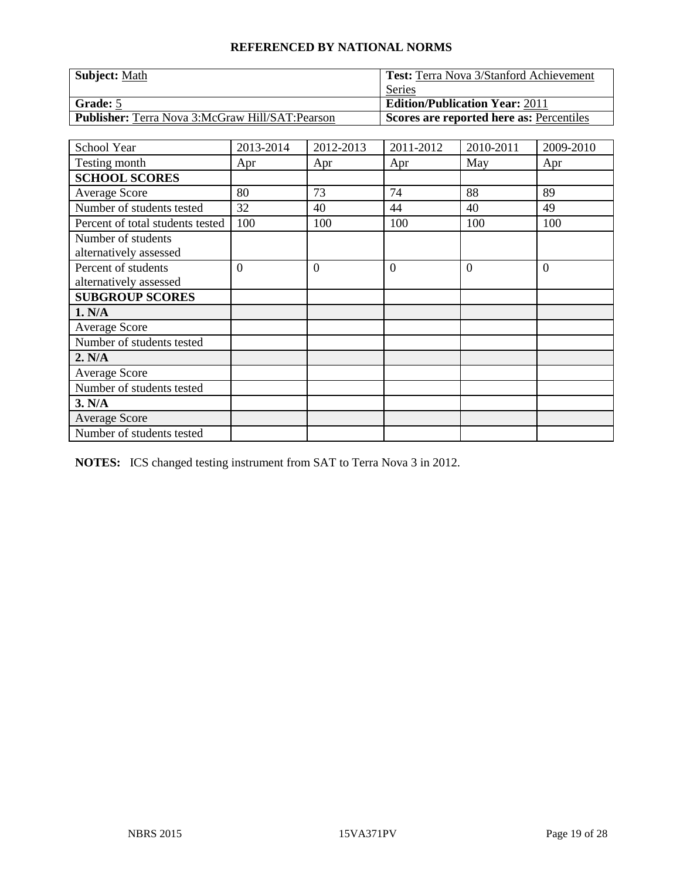## REFERENCED BY NATIONAL NORMS

| **Subject:** Math | **Test:** Terra Nova 3/Stanford Achievement Series |
|---|---|
| **Grade:** 5 | **Edition/Publication Year:** 2011 |
| **Publisher:** Terra Nova 3:McGraw Hill/SAT:Pearson | **Scores are reported here as:** Percentiles |

| School Year | 2013-2014 | 2012-2013 | 2011-2012 | 2010-2011 | 2009-2010 |
|---|---|---|---|---|---|
| Testing month | Apr | Apr | Apr | May | Apr |
| **SCHOOL SCORES** | | | | | |
| Average Score | 80 | 73 | 74 | 88 | 89 |
| Number of students tested | 32 | 40 | 44 | 40 | 49 |
| Percent of total students tested | 100 | 100 | 100 | 100 | 100 |
| Number of students alternatively assessed | | | | | |
| Percent of students alternatively assessed | 0 | 0 | 0 | 0 | 0 |
| **SUBGROUP SCORES** | | | | | |
| **1. N/A** | | | | | |
| Average Score | | | | | |
| Number of students tested | | | | | |
| **2. N/A** | | | | | |
| Average Score | | | | | |
| Number of students tested | | | | | |
| **3. N/A** | | | | | |
| Average Score | | | | | |
| Number of students tested | | | | | |

**NOTES:** ICS changed testing instrument from SAT to Terra Nova 3 in 2012.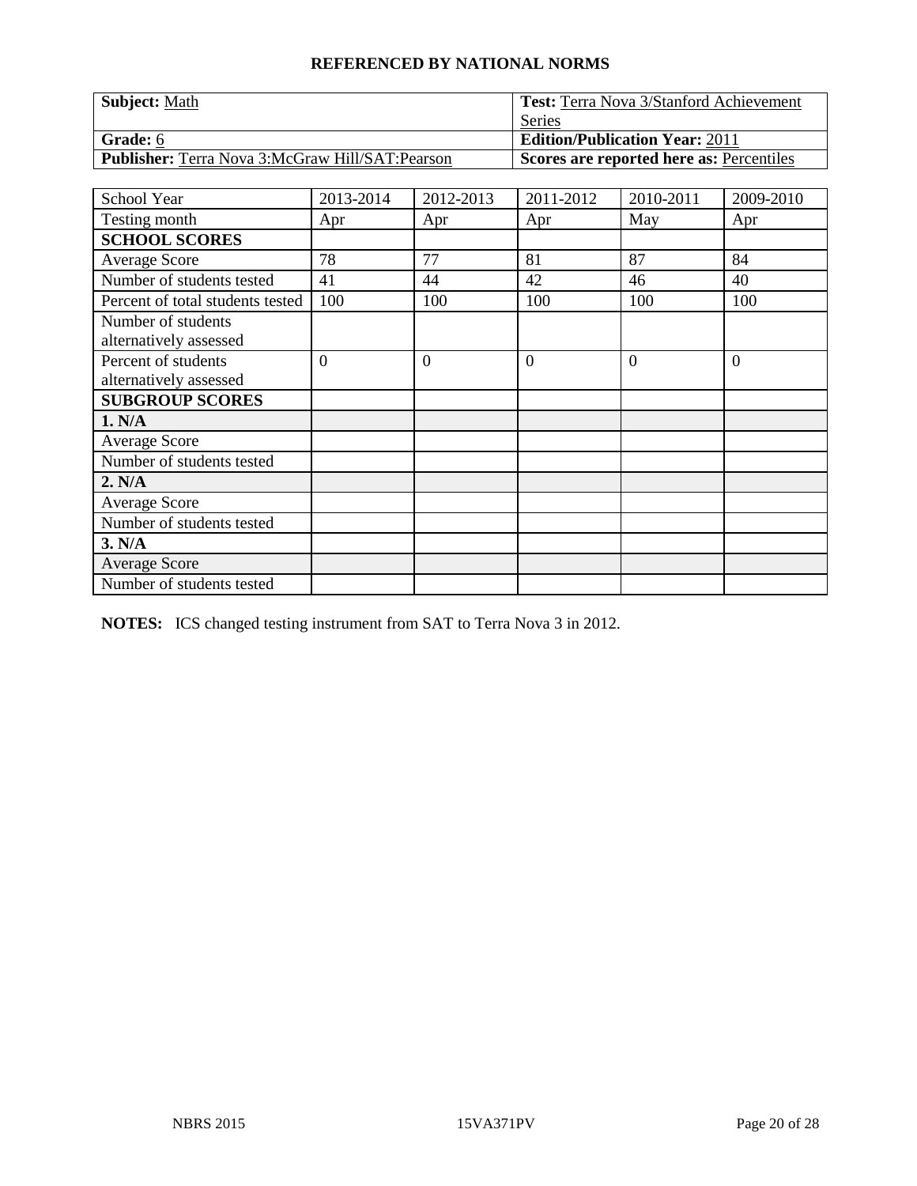**REFERENCED BY NATIONAL NORMS**

| **Subject:** Math | **Test:** Terra Nova 3/Stanford Achievement Series |
|---|---|
| **Grade:** 6 | **Edition/Publication Year:** 2011 |
| **Publisher:** Terra Nova 3:McGraw Hill/SAT:Pearson | **Scores are reported here as:** Percentiles |

| School Year | 2013-2014 | 2012-2013 | 2011-2012 | 2010-2011 | 2009-2010 |
|---|---|---|---|---|---|
| Testing month | Apr | Apr | Apr | May | Apr |
| **SCHOOL SCORES** | | | | | |
| Average Score | 78 | 77 | 81 | 87 | 84 |
| Number of students tested | 41 | 44 | 42 | 46 | 40 |
| Percent of total students tested | 100 | 100 | 100 | 100 | 100 |
| Number of students alternatively assessed | | | | | |
| Percent of students alternatively assessed | 0 | 0 | 0 | 0 | 0 |
| **SUBGROUP SCORES** | | | | | |
| **1. N/A** | | | | | |
| Average Score | | | | | |
| Number of students tested | | | | | |
| **2. N/A** | | | | | |
| Average Score | | | | | |
| Number of students tested | | | | | |
| **3. N/A** | | | | | |
| Average Score | | | | | |
| Number of students tested | | | | | |

**NOTES:** ICS changed testing instrument from SAT to Terra Nova 3 in 2012.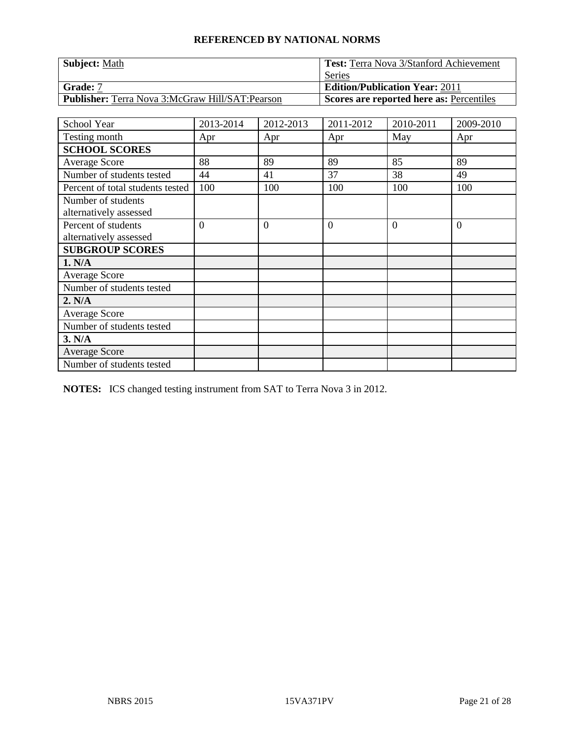**REFERENCED BY NATIONAL NORMS**

| **Subject:** Math | **Test:** Terra Nova 3/Stanford Achievement Series |
| --- | --- |
| **Grade:** 7 | **Edition/Publication Year:** 2011 |
| **Publisher:** Terra Nova 3:McGraw Hill/SAT:Pearson | **Scores are reported here as:** Percentiles |

| School Year | 2013-2014 | 2012-2013 | 2011-2012 | 2010-2011 | 2009-2010 |
| --- | --- | --- | --- | --- | --- |
| Testing month | Apr | Apr | Apr | May | Apr |
| **SCHOOL SCORES** | | | | | |
| Average Score | 88 | 89 | 89 | 85 | 89 |
| Number of students tested | 44 | 41 | 37 | 38 | 49 |
| Percent of total students tested | 100 | 100 | 100 | 100 | 100 |
| Number of students alternatively assessed | | | | | |
| Percent of students alternatively assessed | 0 | 0 | 0 | 0 | 0 |
| **SUBGROUP SCORES** | | | | | |
| **1. N/A** | | | | | |
| Average Score | | | | | |
| Number of students tested | | | | | |
| **2. N/A** | | | | | |
| Average Score | | | | | |
| Number of students tested | | | | | |
| **3. N/A** | | | | | |
| Average Score | | | | | |
| Number of students tested | | | | | |

**NOTES:** ICS changed testing instrument from SAT to Terra Nova 3 in 2012.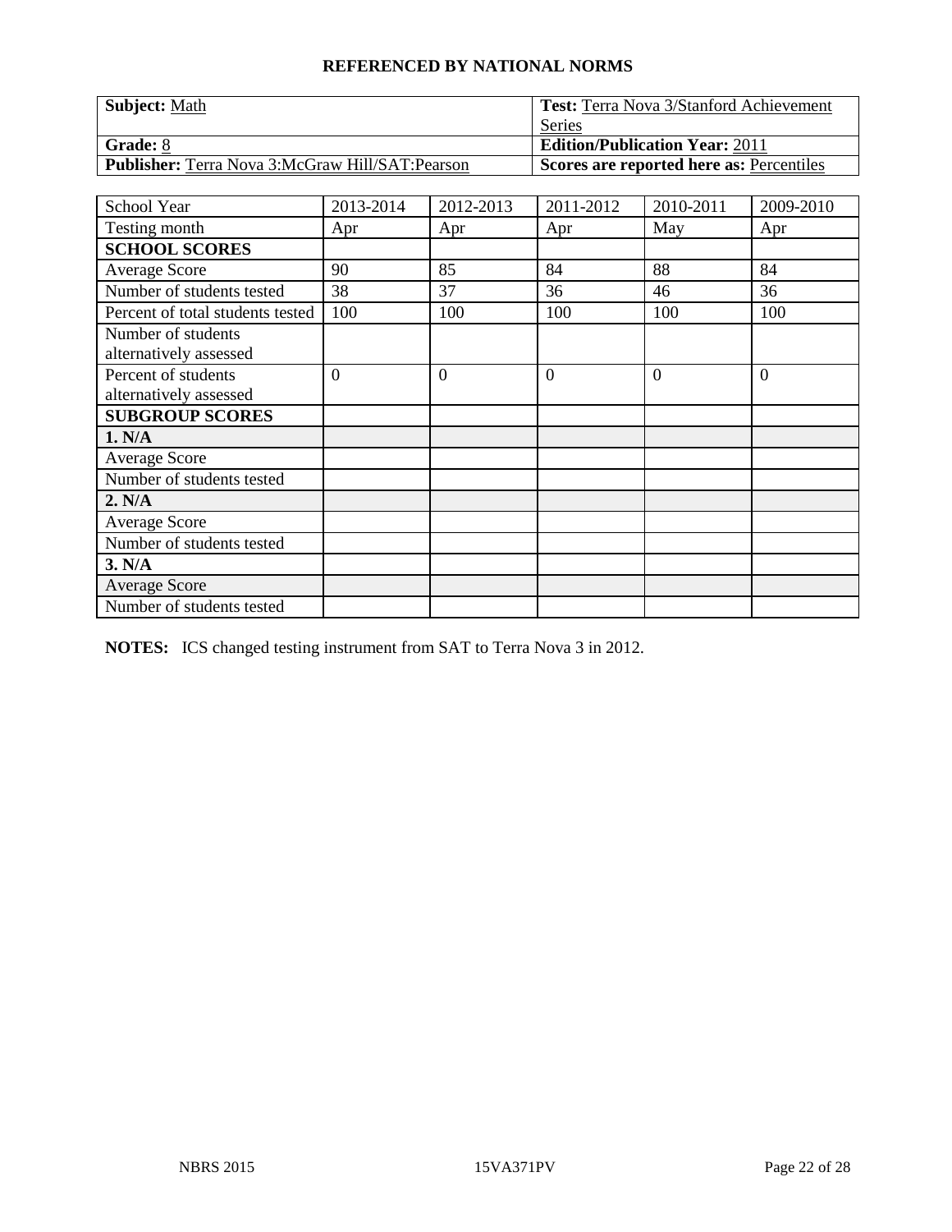## REFERENCED BY NATIONAL NORMS

| **Subject:** Math | **Test:** Terra Nova 3/Stanford Achievement Series |
| --- | --- |
| **Grade:** 8 | **Edition/Publication Year:** 2011 |
| **Publisher:** Terra Nova 3:McGraw Hill/SAT:Pearson | **Scores are reported here as:** Percentiles |

| School Year | 2013-2014 | 2012-2013 | 2011-2012 | 2010-2011 | 2009-2010 |
| --- | --- | --- | --- | --- | --- |
| Testing month | Apr | Apr | Apr | May | Apr |
| **SCHOOL SCORES** | | | | | |
| Average Score | 90 | 85 | 84 | 88 | 84 |
| Number of students tested | 38 | 37 | 36 | 46 | 36 |
| Percent of total students tested | 100 | 100 | 100 | 100 | 100 |
| Number of students alternatively assessed | | | | | |
| Percent of students alternatively assessed | 0 | 0 | 0 | 0 | 0 |
| **SUBGROUP SCORES** | | | | | |
| **1. N/A** | | | | | |
| Average Score | | | | | |
| Number of students tested | | | | | |
| **2. N/A** | | | | | |
| Average Score | | | | | |
| Number of students tested | | | | | |
| **3. N/A** | | | | | |
| Average Score | | | | | |
| Number of students tested | | | | | |

**NOTES:** ICS changed testing instrument from SAT to Terra Nova 3 in 2012.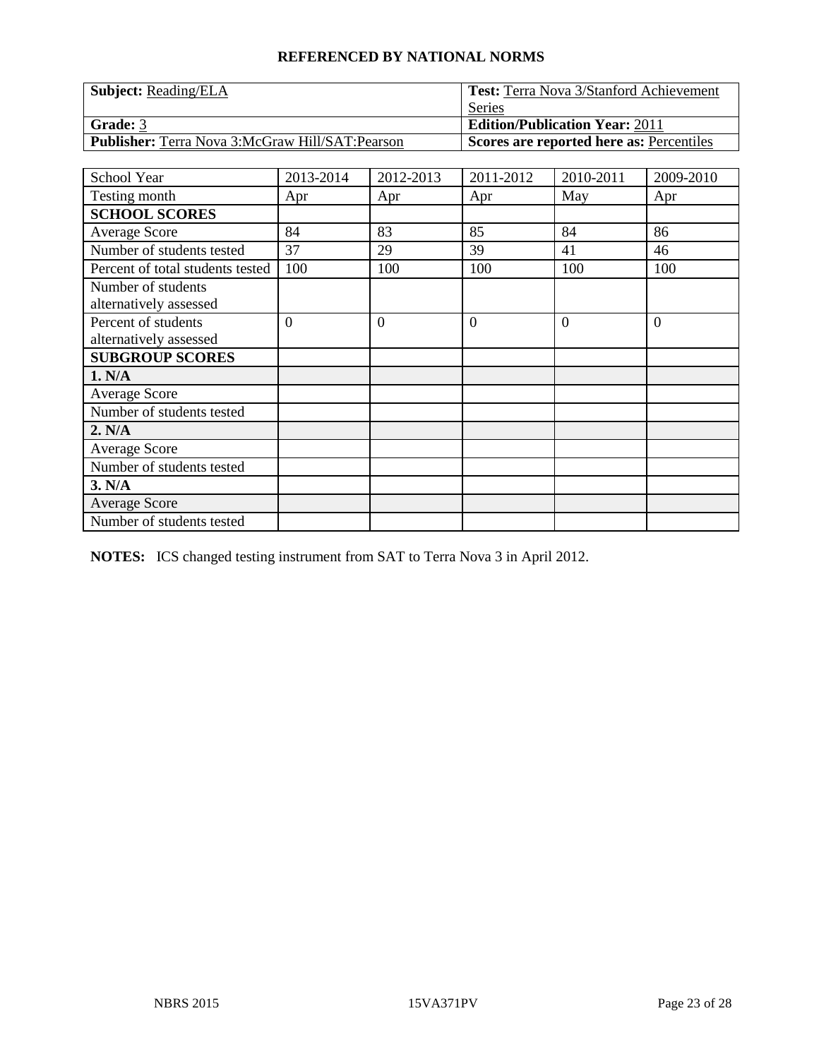## REFERENCED BY NATIONAL NORMS

| **Subject:** Reading/ELA | **Test:** Terra Nova 3/Stanford Achievement Series |
|---|---|
| **Grade:** 3 | **Edition/Publication Year:** 2011 |
| **Publisher:** Terra Nova 3:McGraw Hill/SAT:Pearson | **Scores are reported here as:** Percentiles |

| School Year | 2013-2014 | 2012-2013 | 2011-2012 | 2010-2011 | 2009-2010 |
|---|---|---|---|---|---|
| Testing month | Apr | Apr | Apr | May | Apr |
| **SCHOOL SCORES** | | | | | |
| Average Score | 84 | 83 | 85 | 84 | 86 |
| Number of students tested | 37 | 29 | 39 | 41 | 46 |
| Percent of total students tested | 100 | 100 | 100 | 100 | 100 |
| Number of students alternatively assessed | | | | | |
| Percent of students alternatively assessed | 0 | 0 | 0 | 0 | 0 |
| **SUBGROUP SCORES** | | | | | |
| **1. N/A** | | | | | |
| Average Score | | | | | |
| Number of students tested | | | | | |
| **2. N/A** | | | | | |
| Average Score | | | | | |
| Number of students tested | | | | | |
| **3. N/A** | | | | | |
| Average Score | | | | | |
| Number of students tested | | | | | |

**NOTES:** ICS changed testing instrument from SAT to Terra Nova 3 in April 2012.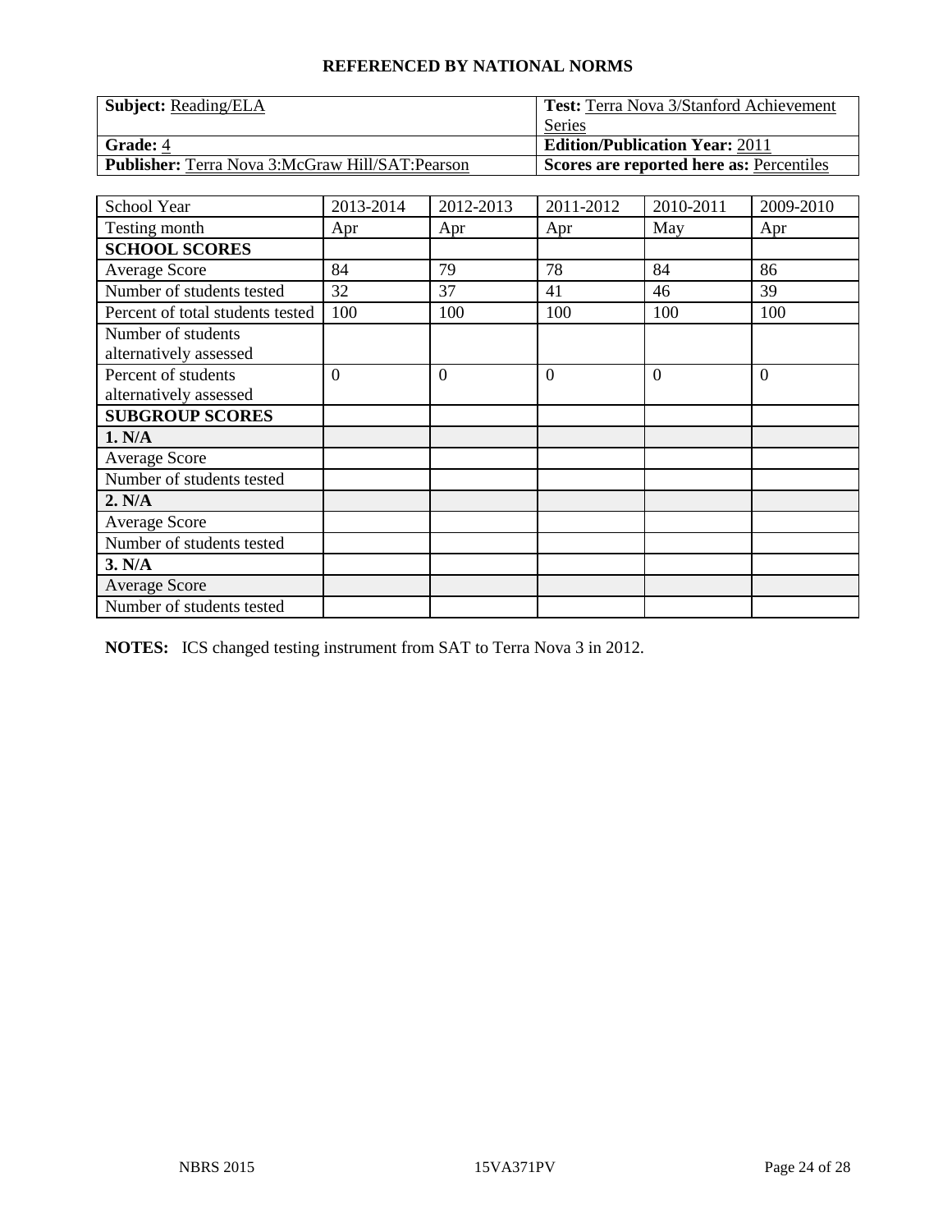**REFERENCED BY NATIONAL NORMS**

| **Subject:** Reading/ELA | **Test:** Terra Nova 3/Stanford Achievement Series |
| --- | --- |
| **Grade:** 4 | **Edition/Publication Year:** 2011 |
| **Publisher:** Terra Nova 3:McGraw Hill/SAT:Pearson | **Scores are reported here as:** Percentiles |

| School Year | 2013-2014 | 2012-2013 | 2011-2012 | 2010-2011 | 2009-2010 |
| --- | --- | --- | --- | --- | --- |
| Testing month | Apr | Apr | Apr | May | Apr |
| **SCHOOL SCORES** | | | | | |
| Average Score | 84 | 79 | 78 | 84 | 86 |
| Number of students tested | 32 | 37 | 41 | 46 | 39 |
| Percent of total students tested | 100 | 100 | 100 | 100 | 100 |
| Number of students alternatively assessed | | | | | |
| Percent of students alternatively assessed | 0 | 0 | 0 | 0 | 0 |
| **SUBGROUP SCORES** | | | | | |
| **1. N/A** | | | | | |
| Average Score | | | | | |
| Number of students tested | | | | | |
| **2. N/A** | | | | | |
| Average Score | | | | | |
| Number of students tested | | | | | |
| **3. N/A** | | | | | |
| Average Score | | | | | |
| Number of students tested | | | | | |

**NOTES:** ICS changed testing instrument from SAT to Terra Nova 3 in 2012.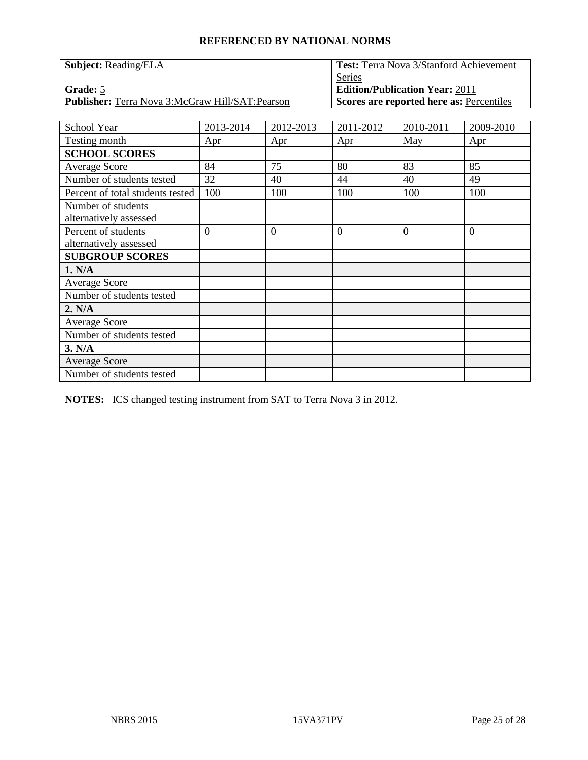## REFERENCED BY NATIONAL NORMS

| **Subject:** Reading/ELA | **Test:** Terra Nova 3/Stanford Achievement Series |
|---|---|
| **Grade:** 5 | **Edition/Publication Year:** 2011 |
| **Publisher:** Terra Nova 3:McGraw Hill/SAT:Pearson | **Scores are reported here as:** Percentiles |

| School Year | 2013-2014 | 2012-2013 | 2011-2012 | 2010-2011 | 2009-2010 |
|---|---|---|---|---|---|
| Testing month | Apr | Apr | Apr | May | Apr |
| **SCHOOL SCORES** | | | | | |
| Average Score | 84 | 75 | 80 | 83 | 85 |
| Number of students tested | 32 | 40 | 44 | 40 | 49 |
| Percent of total students tested | 100 | 100 | 100 | 100 | 100 |
| Number of students alternatively assessed | | | | | |
| Percent of students alternatively assessed | 0 | 0 | 0 | 0 | 0 |
| **SUBGROUP SCORES** | | | | | |
| **1. N/A** | | | | | |
| Average Score | | | | | |
| Number of students tested | | | | | |
| **2. N/A** | | | | | |
| Average Score | | | | | |
| Number of students tested | | | | | |
| **3. N/A** | | | | | |
| Average Score | | | | | |
| Number of students tested | | | | | |

**NOTES:** ICS changed testing instrument from SAT to Terra Nova 3 in 2012.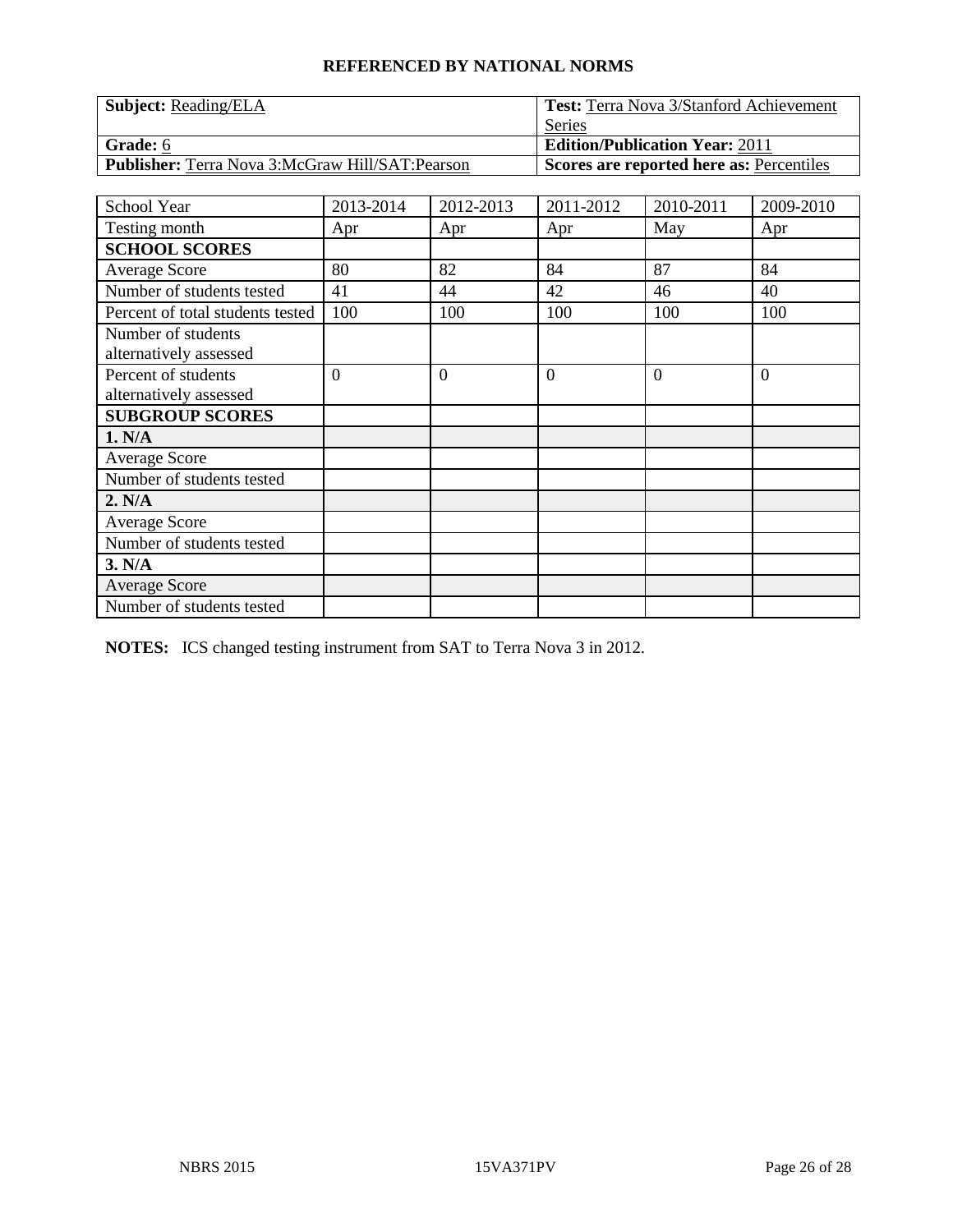**REFERENCED BY NATIONAL NORMS**

| **Subject:** Reading/ELA | **Test:** Terra Nova 3/Stanford Achievement Series |
|---|---|
| **Grade:** 6 | **Edition/Publication Year:** 2011 |
| **Publisher:** Terra Nova 3:McGraw Hill/SAT:Pearson | **Scores are reported here as:** Percentiles |

| School Year | 2013-2014 | 2012-2013 | 2011-2012 | 2010-2011 | 2009-2010 |
|---|---|---|---|---|---|
| Testing month | Apr | Apr | Apr | May | Apr |
| **SCHOOL SCORES** | | | | | |
| Average Score | 80 | 82 | 84 | 87 | 84 |
| Number of students tested | 41 | 44 | 42 | 46 | 40 |
| Percent of total students tested | 100 | 100 | 100 | 100 | 100 |
| Number of students alternatively assessed | | | | | |
| Percent of students alternatively assessed | 0 | 0 | 0 | 0 | 0 |
| **SUBGROUP SCORES** | | | | | |
| **1. N/A** | | | | | |
| Average Score | | | | | |
| Number of students tested | | | | | |
| **2. N/A** | | | | | |
| Average Score | | | | | |
| Number of students tested | | | | | |
| **3. N/A** | | | | | |
| Average Score | | | | | |
| Number of students tested | | | | | |

**NOTES:** ICS changed testing instrument from SAT to Terra Nova 3 in 2012.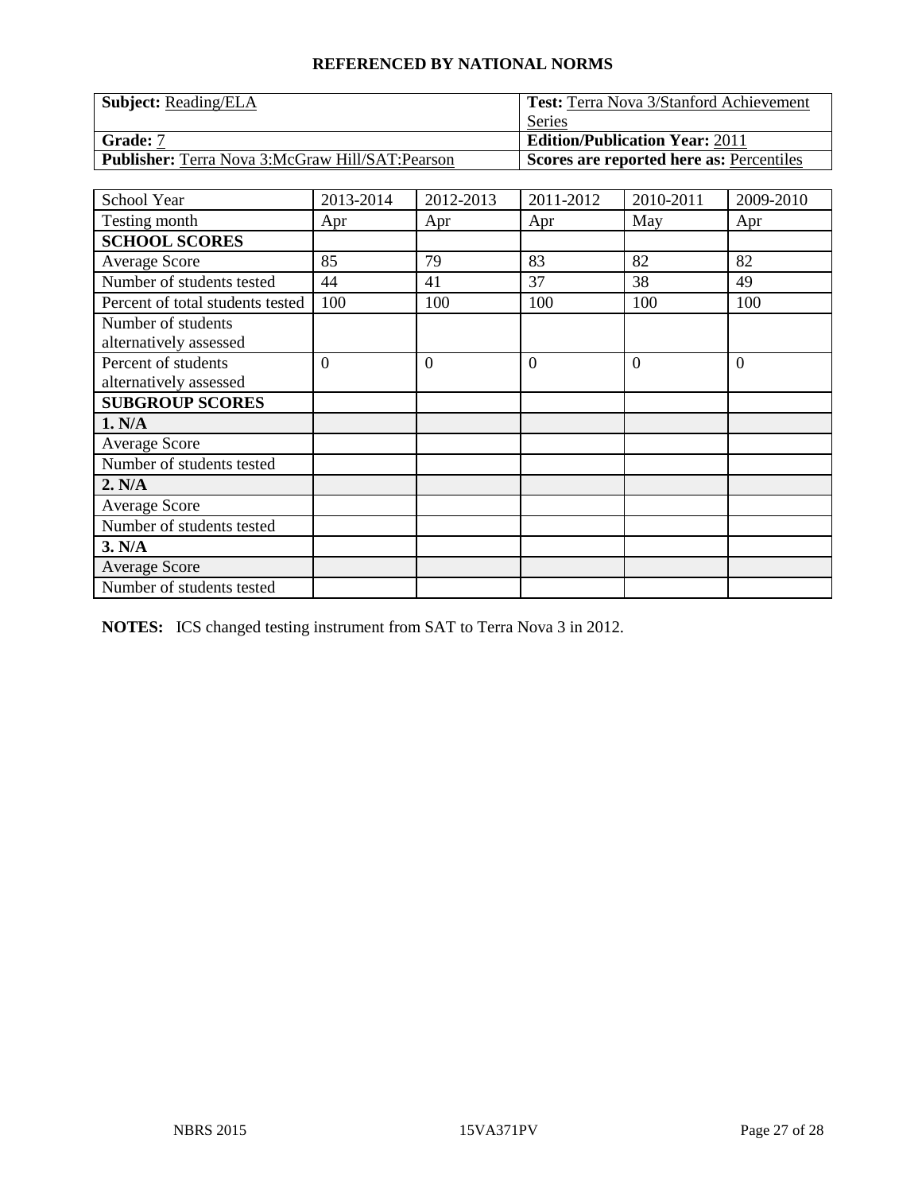## REFERENCED BY NATIONAL NORMS

| **Subject:** Reading/ELA | **Test:** Terra Nova 3/Stanford Achievement Series |
|---|---|
| **Grade:** 7 | **Edition/Publication Year:** 2011 |
| **Publisher:** Terra Nova 3:McGraw Hill/SAT:Pearson | **Scores are reported here as:** Percentiles |

| School Year | 2013-2014 | 2012-2013 | 2011-2012 | 2010-2011 | 2009-2010 |
|---|---|---|---|---|---|
| Testing month | Apr | Apr | Apr | May | Apr |
| **SCHOOL SCORES** | | | | | |
| Average Score | 85 | 79 | 83 | 82 | 82 |
| Number of students tested | 44 | 41 | 37 | 38 | 49 |
| Percent of total students tested | 100 | 100 | 100 | 100 | 100 |
| Number of students alternatively assessed | | | | | |
| Percent of students alternatively assessed | 0 | 0 | 0 | 0 | 0 |
| **SUBGROUP SCORES** | | | | | |
| **1. N/A** | | | | | |
| Average Score | | | | | |
| Number of students tested | | | | | |
| **2. N/A** | | | | | |
| Average Score | | | | | |
| Number of students tested | | | | | |
| **3. N/A** | | | | | |
| Average Score | | | | | |
| Number of students tested | | | | | |

**NOTES:** ICS changed testing instrument from SAT to Terra Nova 3 in 2012.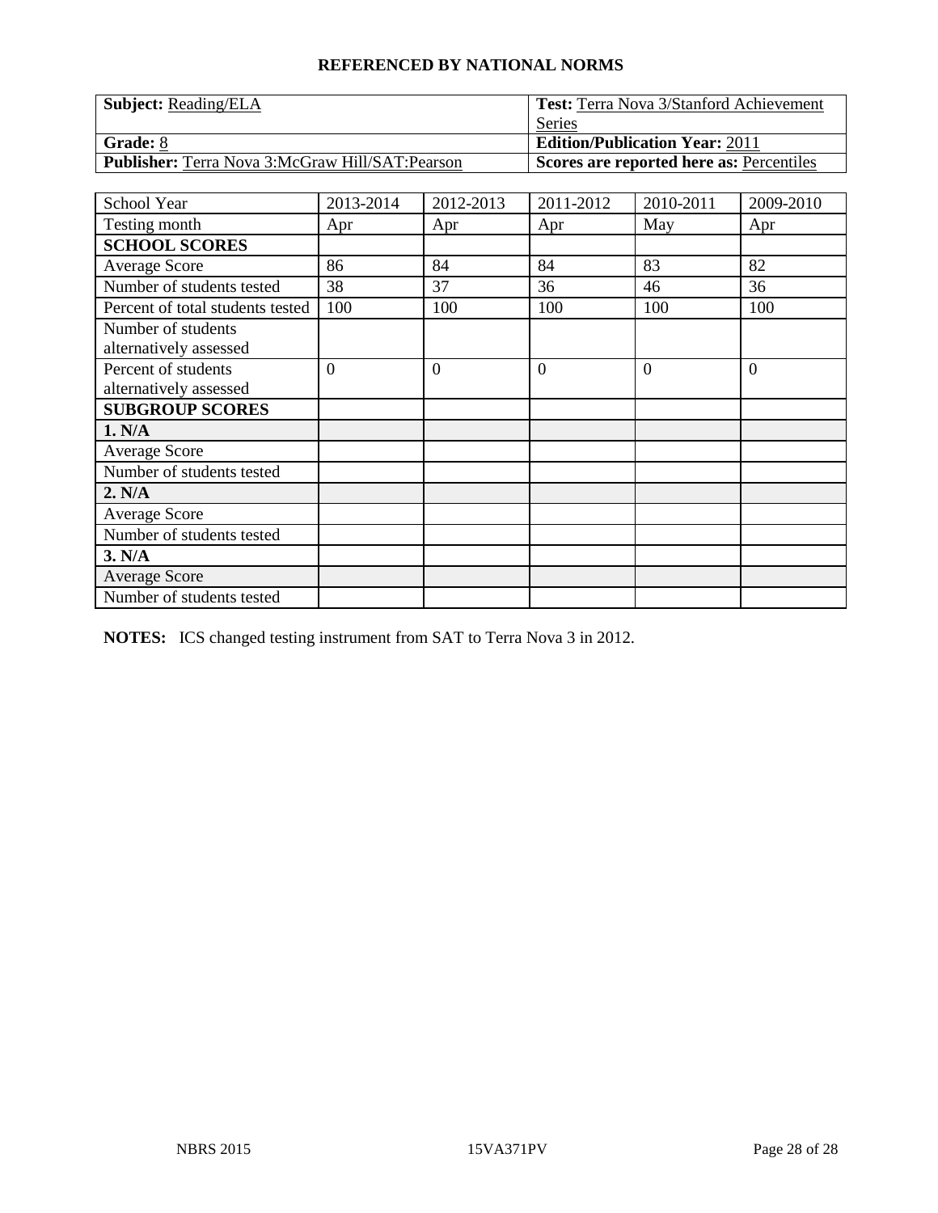## REFERENCED BY NATIONAL NORMS

| | |
|---|---|
| **Subject:** Reading/ELA | **Test:** Terra Nova 3/Stanford Achievement Series |
| **Grade:** 8 | **Edition/Publication Year:** 2011 |
| **Publisher:** Terra Nova 3:McGraw Hill/SAT:Pearson | **Scores are reported here as:** Percentiles |

| School Year | 2013-2014 | 2012-2013 | 2011-2012 | 2010-2011 | 2009-2010 |
|---|---|---|---|---|---|
| Testing month | Apr | Apr | Apr | May | Apr |
| **SCHOOL SCORES** | | | | | |
| Average Score | 86 | 84 | 84 | 83 | 82 |
| Number of students tested | 38 | 37 | 36 | 46 | 36 |
| Percent of total students tested | 100 | 100 | 100 | 100 | 100 |
| Number of students alternatively assessed | | | | | |
| Percent of students alternatively assessed | 0 | 0 | 0 | 0 | 0 |
| **SUBGROUP SCORES** | | | | | |
| **1. N/A** | | | | | |
| Average Score | | | | | |
| Number of students tested | | | | | |
| **2. N/A** | | | | | |
| Average Score | | | | | |
| Number of students tested | | | | | |
| **3. N/A** | | | | | |
| Average Score | | | | | |
| Number of students tested | | | | | |

**NOTES:** ICS changed testing instrument from SAT to Terra Nova 3 in 2012.